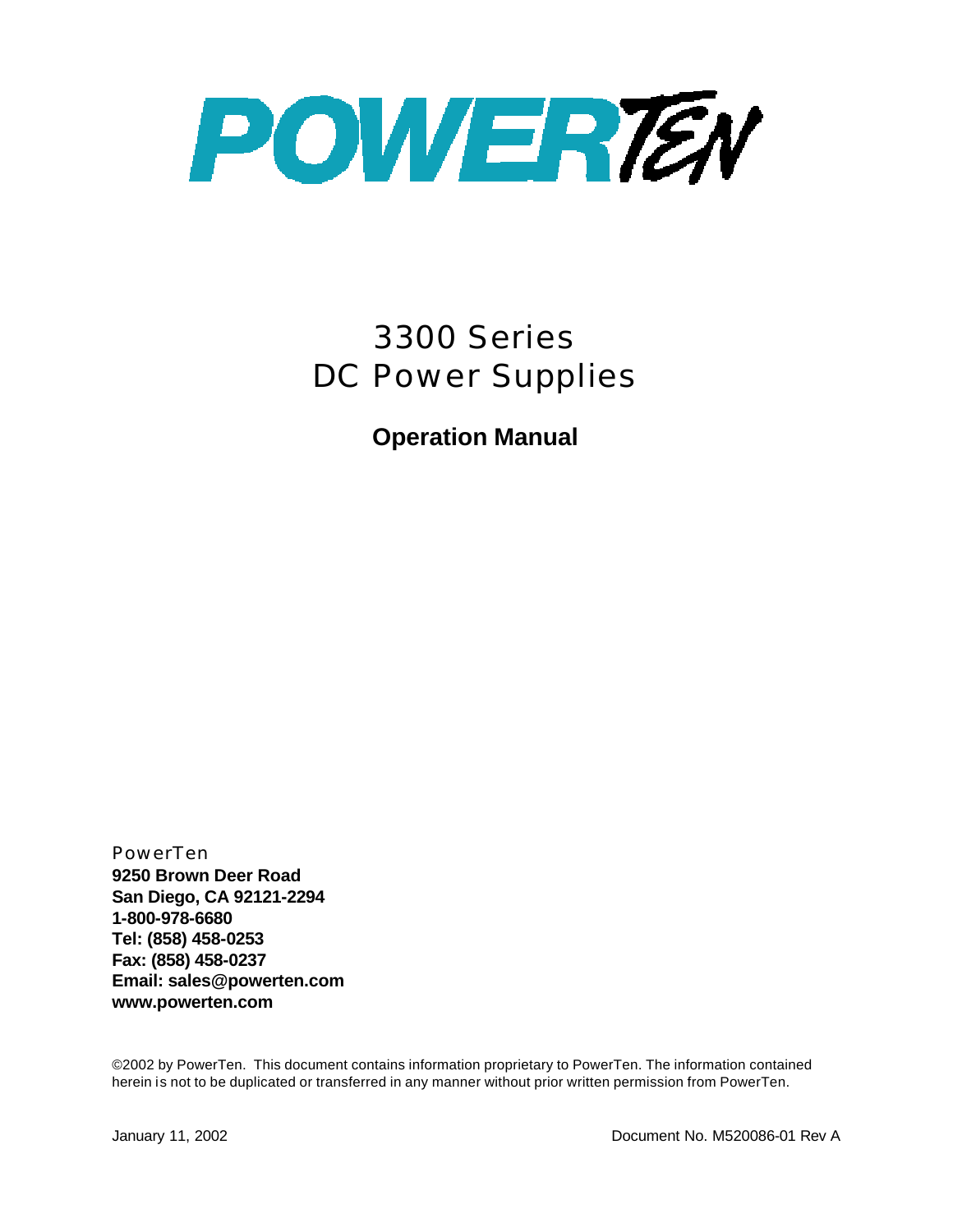# POWERTEN

# 3300 Series
# DC Power Supplies

## Operation Manual

PowerTen
**9250 Brown Deer Road**
**San Diego, CA 92121-2294**
**1-800-978-6680**
**Tel: (858) 458-0253**
**Fax: (858) 458-0237**
**Email: sales@powerten.com**
**www.powerten.com**

©2002 by PowerTen. This document contains information proprietary to PowerTen. The information contained herein is not to be duplicated or transferred in any manner without prior written permission from PowerTen.

January 11, 2002 Document No. M520086-01 Rev A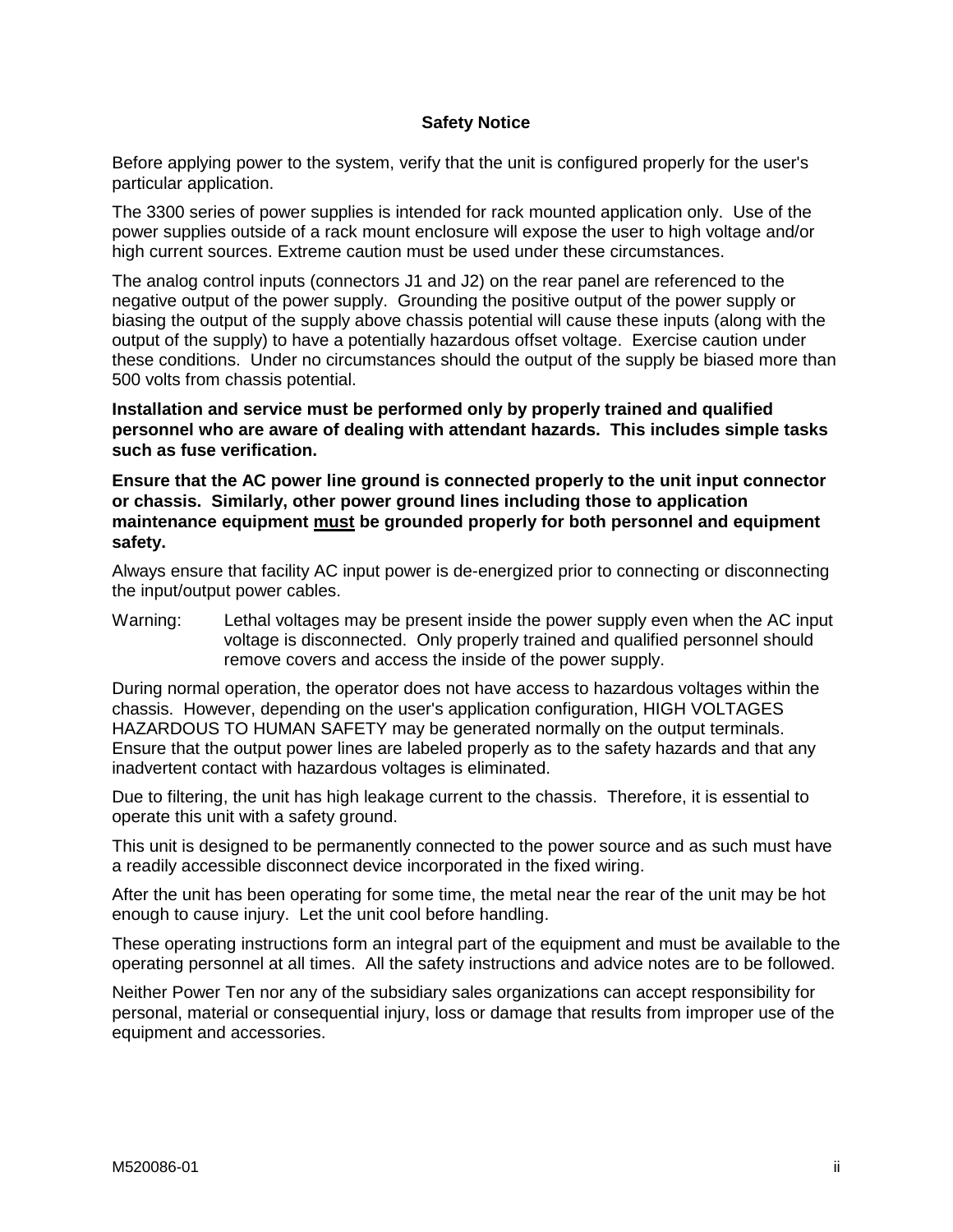## Safety Notice

Before applying power to the system, verify that the unit is configured properly for the user's particular application.

The 3300 series of power supplies is intended for rack mounted application only. Use of the power supplies outside of a rack mount enclosure will expose the user to high voltage and/or high current sources. Extreme caution must be used under these circumstances.

The analog control inputs (connectors J1 and J2) on the rear panel are referenced to the negative output of the power supply. Grounding the positive output of the power supply or biasing the output of the supply above chassis potential will cause these inputs (along with the output of the supply) to have a potentially hazardous offset voltage. Exercise caution under these conditions. Under no circumstances should the output of the supply be biased more than 500 volts from chassis potential.

**Installation and service must be performed only by properly trained and qualified personnel who are aware of dealing with attendant hazards. This includes simple tasks such as fuse verification.**

**Ensure that the AC power line ground is connected properly to the unit input connector or chassis. Similarly, other power ground lines including those to application maintenance equipment <u>must</u> be grounded properly for both personnel and equipment safety.**

Always ensure that facility AC input power is de-energized prior to connecting or disconnecting the input/output power cables.

Warning: Lethal voltages may be present inside the power supply even when the AC input voltage is disconnected. Only properly trained and qualified personnel should remove covers and access the inside of the power supply.

During normal operation, the operator does not have access to hazardous voltages within the chassis. However, depending on the user's application configuration, HIGH VOLTAGES HAZARDOUS TO HUMAN SAFETY may be generated normally on the output terminals. Ensure that the output power lines are labeled properly as to the safety hazards and that any inadvertent contact with hazardous voltages is eliminated.

Due to filtering, the unit has high leakage current to the chassis. Therefore, it is essential to operate this unit with a safety ground.

This unit is designed to be permanently connected to the power source and as such must have a readily accessible disconnect device incorporated in the fixed wiring.

After the unit has been operating for some time, the metal near the rear of the unit may be hot enough to cause injury. Let the unit cool before handling.

These operating instructions form an integral part of the equipment and must be available to the operating personnel at all times. All the safety instructions and advice notes are to be followed.

Neither Power Ten nor any of the subsidiary sales organizations can accept responsibility for personal, material or consequential injury, loss or damage that results from improper use of the equipment and accessories.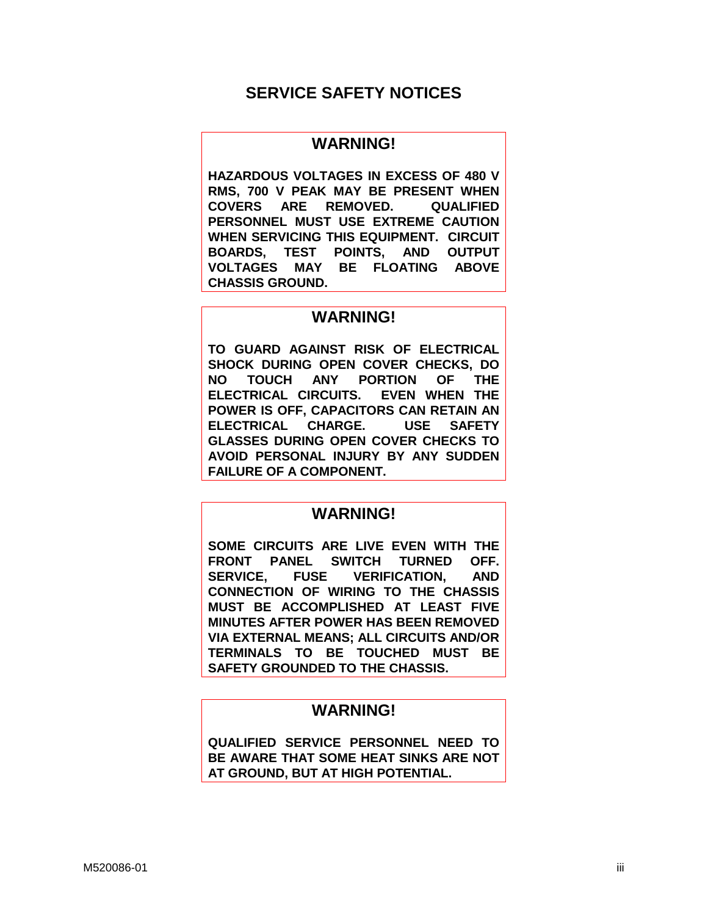# SERVICE SAFETY NOTICES

## WARNING!

**HAZARDOUS VOLTAGES IN EXCESS OF 480 V RMS, 700 V PEAK MAY BE PRESENT WHEN COVERS ARE REMOVED. QUALIFIED PERSONNEL MUST USE EXTREME CAUTION WHEN SERVICING THIS EQUIPMENT. CIRCUIT BOARDS, TEST POINTS, AND OUTPUT VOLTAGES MAY BE FLOATING ABOVE CHASSIS GROUND.**

## WARNING!

**TO GUARD AGAINST RISK OF ELECTRICAL SHOCK DURING OPEN COVER CHECKS, DO NO TOUCH ANY PORTION OF THE ELECTRICAL CIRCUITS. EVEN WHEN THE POWER IS OFF, CAPACITORS CAN RETAIN AN ELECTRICAL CHARGE. USE SAFETY GLASSES DURING OPEN COVER CHECKS TO AVOID PERSONAL INJURY BY ANY SUDDEN FAILURE OF A COMPONENT.**

## WARNING!

**SOME CIRCUITS ARE LIVE EVEN WITH THE FRONT PANEL SWITCH TURNED OFF. SERVICE, FUSE VERIFICATION, AND CONNECTION OF WIRING TO THE CHASSIS MUST BE ACCOMPLISHED AT LEAST FIVE MINUTES AFTER POWER HAS BEEN REMOVED VIA EXTERNAL MEANS; ALL CIRCUITS AND/OR TERMINALS TO BE TOUCHED MUST BE SAFETY GROUNDED TO THE CHASSIS.**

## WARNING!

**QUALIFIED SERVICE PERSONNEL NEED TO BE AWARE THAT SOME HEAT SINKS ARE NOT AT GROUND, BUT AT HIGH POTENTIAL.**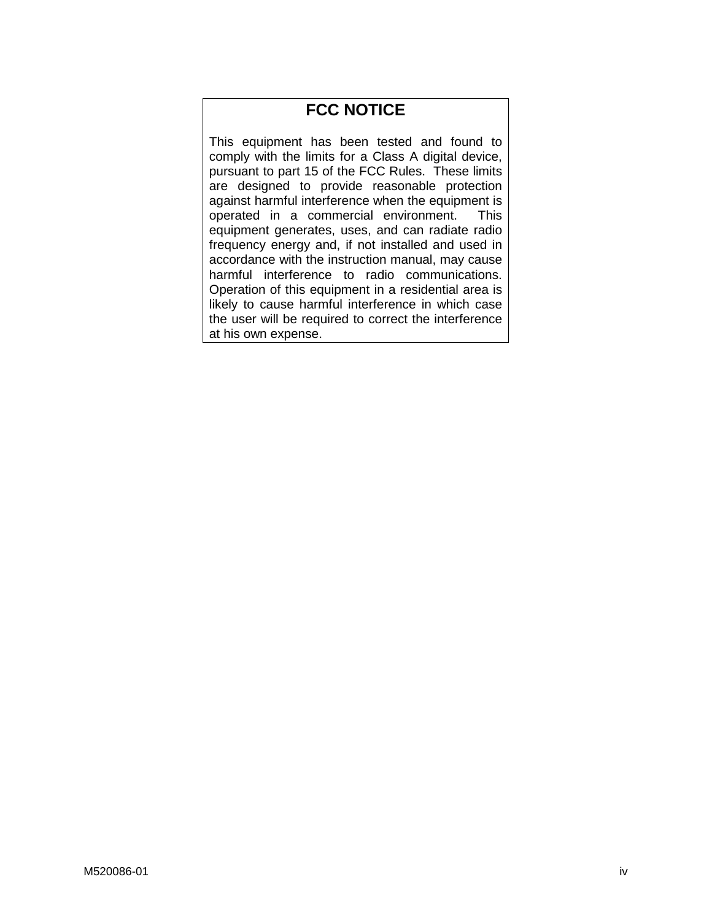# FCC NOTICE

This equipment has been tested and found to comply with the limits for a Class A digital device, pursuant to part 15 of the FCC Rules. These limits are designed to provide reasonable protection against harmful interference when the equipment is operated in a commercial environment. This equipment generates, uses, and can radiate radio frequency energy and, if not installed and used in accordance with the instruction manual, may cause harmful interference to radio communications. Operation of this equipment in a residential area is likely to cause harmful interference in which case the user will be required to correct the interference at his own expense.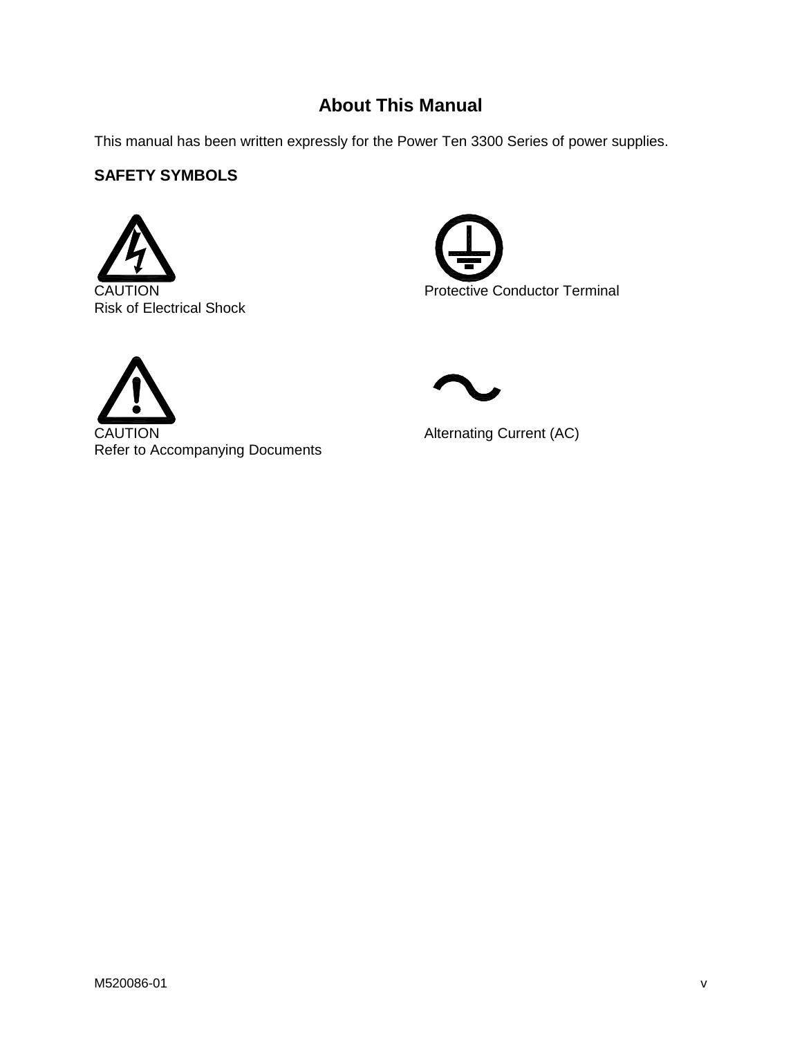# About This Manual

This manual has been written expressly for the Power Ten 3300 Series of power supplies.

## SAFETY SYMBOLS

CAUTION
Risk of Electrical Shock

Protective Conductor Terminal

CAUTION
Refer to Accompanying Documents

Alternating Current (AC)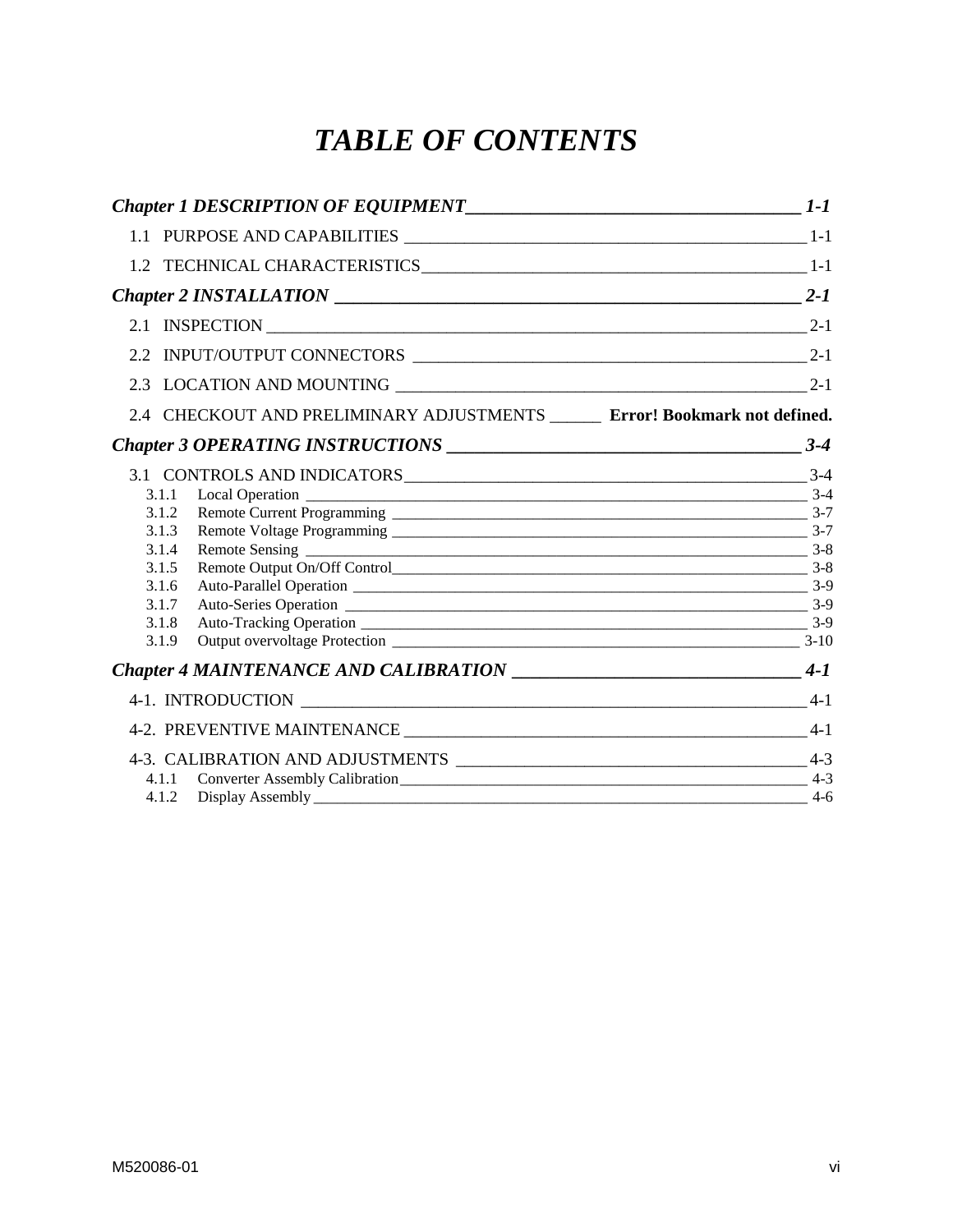# *TABLE OF CONTENTS*

***Chapter 1 DESCRIPTION OF EQUIPMENT*** **_____ *1-1***

1.1 PURPOSE AND CAPABILITIES _____ 1-1

1.2 TECHNICAL CHARACTERISTICS _____ 1-1

***Chapter 2 INSTALLATION*** **_____ *2-1***

2.1 INSPECTION _____ 2-1

2.2 INPUT/OUTPUT CONNECTORS _____ 2-1

2.3 LOCATION AND MOUNTING _____ 2-1

2.4 CHECKOUT AND PRELIMINARY ADJUSTMENTS _____ **Error! Bookmark not defined.**

***Chapter 3 OPERATING INSTRUCTIONS*** **_____ *3-4***

3.1 CONTROLS AND INDICATORS _____ 3-4

3.1.1 Local Operation _____ 3-4

3.1.2 Remote Current Programming _____ 3-7

3.1.3 Remote Voltage Programming _____ 3-7

3.1.4 Remote Sensing _____ 3-8

3.1.5 Remote Output On/Off Control _____ 3-8

3.1.6 Auto-Parallel Operation _____ 3-9

3.1.7 Auto-Series Operation _____ 3-9

3.1.8 Auto-Tracking Operation _____ 3-9

3.1.9 Output overvoltage Protection _____ 3-10

***Chapter 4 MAINTENANCE AND CALIBRATION*** **_____ *4-1***

4-1. INTRODUCTION _____ 4-1

4-2. PREVENTIVE MAINTENANCE _____ 4-1

4-3. CALIBRATION AND ADJUSTMENTS _____ 4-3

4.1.1 Converter Assembly Calibration _____ 4-3

4.1.2 Display Assembly _____ 4-6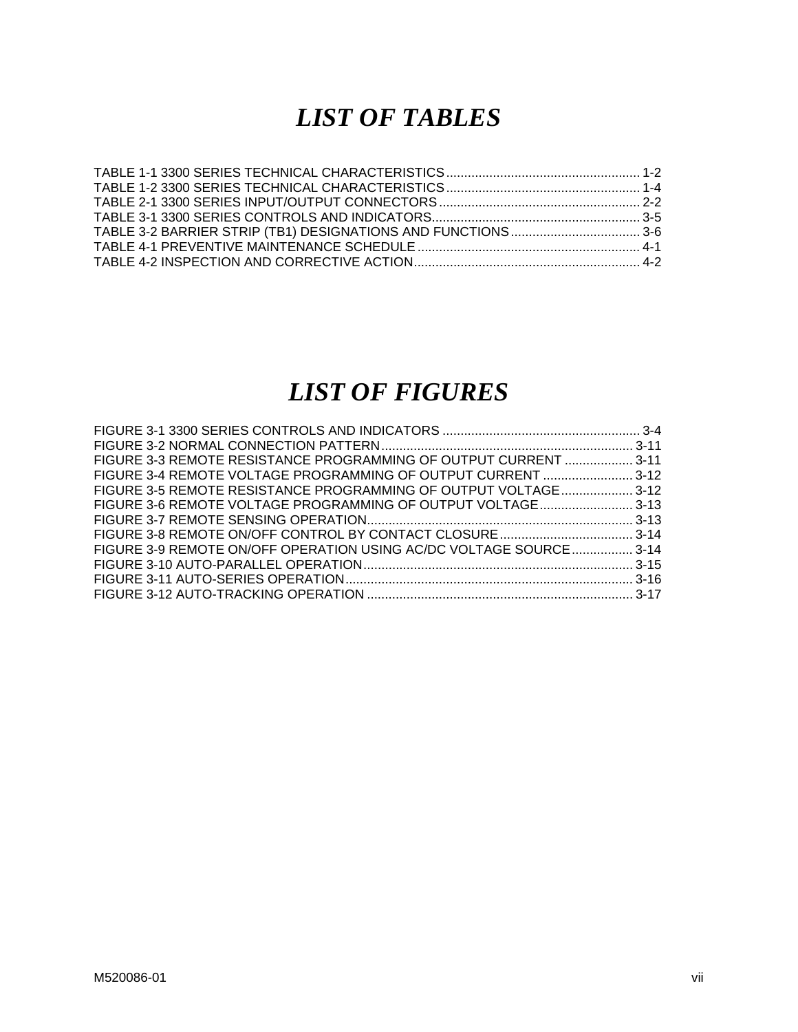# *LIST OF TABLES*

TABLE 1-1 3300 SERIES TECHNICAL CHARACTERISTICS ...................................................... 1-2
TABLE 1-2 3300 SERIES TECHNICAL CHARACTERISTICS ...................................................... 1-4
TABLE 2-1 3300 SERIES INPUT/OUTPUT CONNECTORS ........................................................ 2-2
TABLE 3-1 3300 SERIES CONTROLS AND INDICATORS.......................................................... 3-5
TABLE 3-2 BARRIER STRIP (TB1) DESIGNATIONS AND FUNCTIONS .................................... 3-6
TABLE 4-1 PREVENTIVE MAINTENANCE SCHEDULE .............................................................. 4-1
TABLE 4-2 INSPECTION AND CORRECTIVE ACTION............................................................... 4-2

# *LIST OF FIGURES*

FIGURE 3-1 3300 SERIES CONTROLS AND INDICATORS ....................................................... 3-4
FIGURE 3-2 NORMAL CONNECTION PATTERN...................................................................... 3-11
FIGURE 3-3 REMOTE RESISTANCE PROGRAMMING OF OUTPUT CURRENT ................... 3-11
FIGURE 3-4 REMOTE VOLTAGE PROGRAMMING OF OUTPUT CURRENT ......................... 3-12
FIGURE 3-5 REMOTE RESISTANCE PROGRAMMING OF OUTPUT VOLTAGE.................... 3-12
FIGURE 3-6 REMOTE VOLTAGE PROGRAMMING OF OUTPUT VOLTAGE.......................... 3-13
FIGURE 3-7 REMOTE SENSING OPERATION.......................................................................... 3-13
FIGURE 3-8 REMOTE ON/OFF CONTROL BY CONTACT CLOSURE..................................... 3-14
FIGURE 3-9 REMOTE ON/OFF OPERATION USING AC/DC VOLTAGE SOURCE................. 3-14
FIGURE 3-10 AUTO-PARALLEL OPERATION........................................................................... 3-15
FIGURE 3-11 AUTO-SERIES OPERATION................................................................................ 3-16
FIGURE 3-12 AUTO-TRACKING OPERATION .......................................................................... 3-17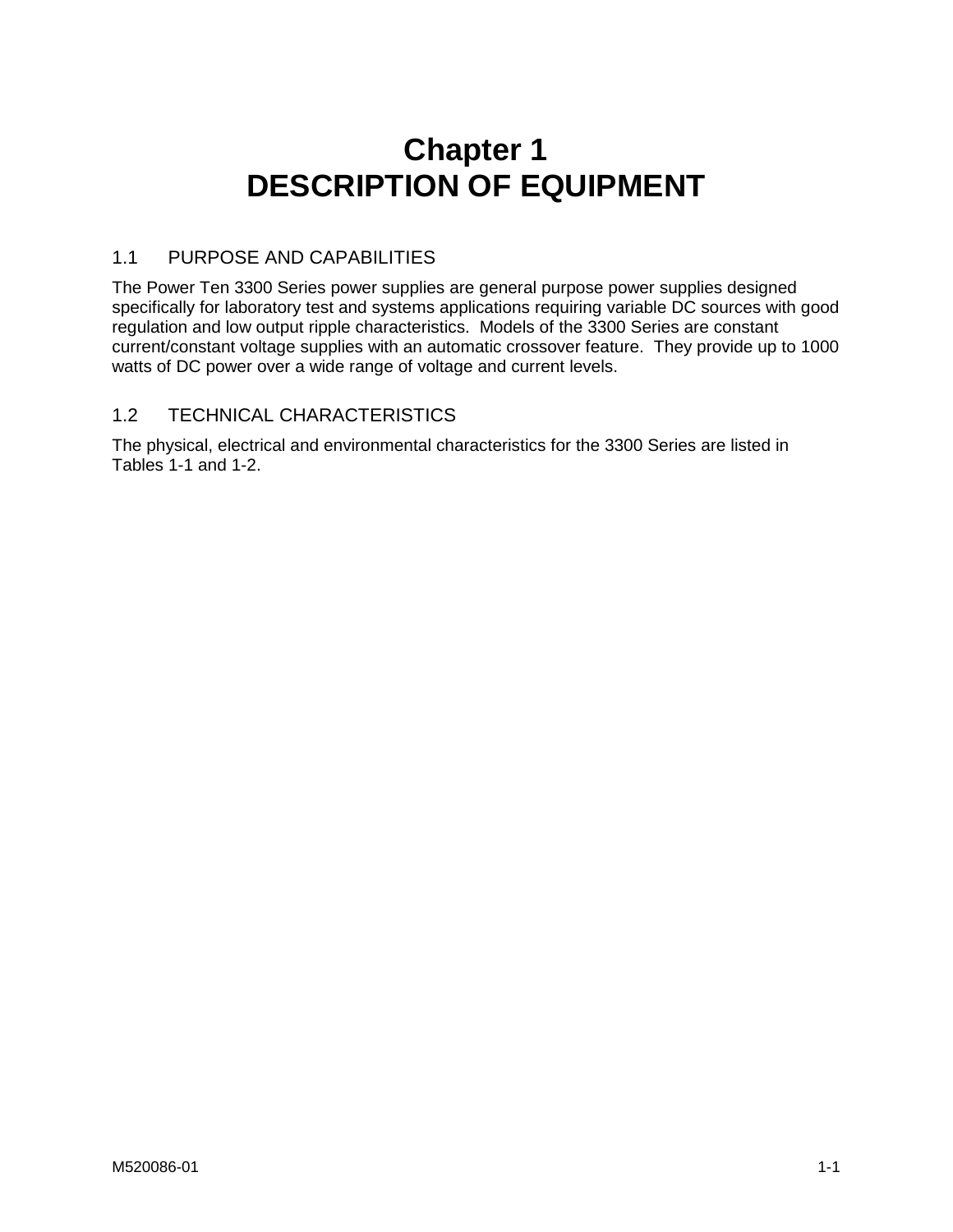# Chapter 1
# DESCRIPTION OF EQUIPMENT

## 1.1 PURPOSE AND CAPABILITIES

The Power Ten 3300 Series power supplies are general purpose power supplies designed specifically for laboratory test and systems applications requiring variable DC sources with good regulation and low output ripple characteristics. Models of the 3300 Series are constant current/constant voltage supplies with an automatic crossover feature. They provide up to 1000 watts of DC power over a wide range of voltage and current levels.

## 1.2 TECHNICAL CHARACTERISTICS

The physical, electrical and environmental characteristics for the 3300 Series are listed in Tables 1-1 and 1-2.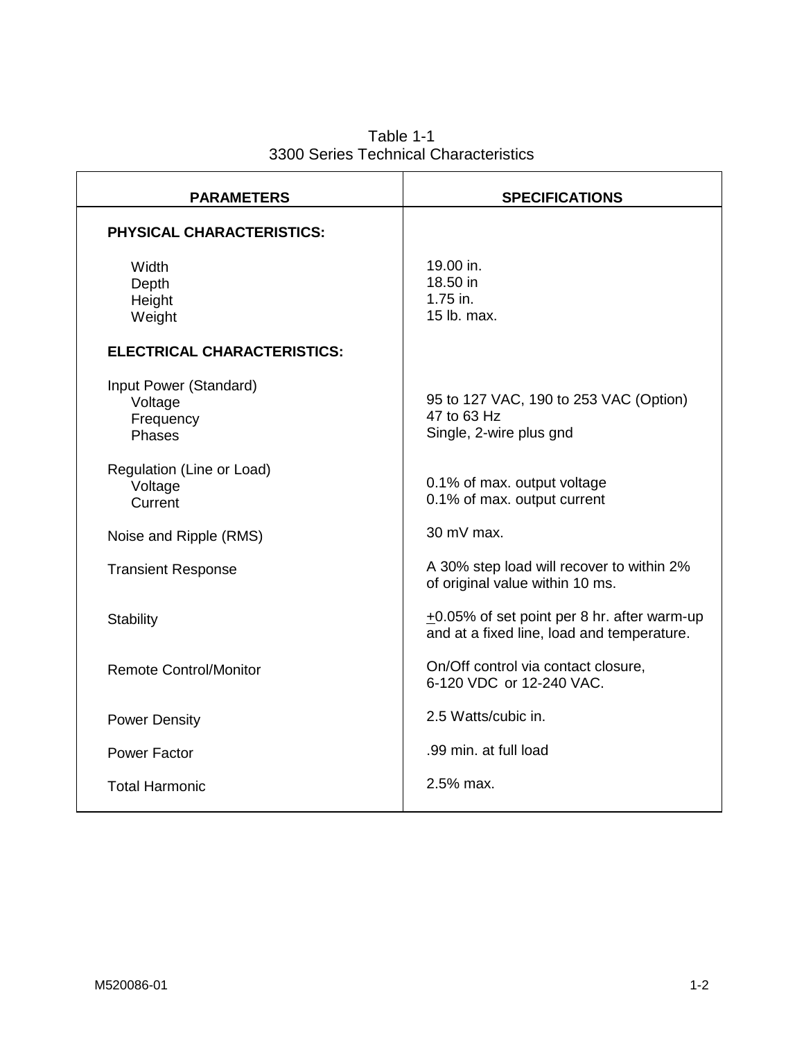Table 1-1
3300 Series Technical Characteristics

| PARAMETERS | SPECIFICATIONS |
|---|---|
| **PHYSICAL CHARACTERISTICS:** | |
| Width | 19.00 in. |
| Depth | 18.50 in |
| Height | 1.75 in. |
| Weight | 15 lb. max. |
| **ELECTRICAL CHARACTERISTICS:** | |
| Input Power (Standard) | |
| Voltage | 95 to 127 VAC, 190 to 253 VAC (Option) |
| Frequency | 47 to 63 Hz |
| Phases | Single, 2-wire plus gnd |
| Regulation (Line or Load) | |
| Voltage | 0.1% of max. output voltage |
| Current | 0.1% of max. output current |
| Noise and Ripple (RMS) | 30 mV max. |
| Transient Response | A 30% step load will recover to within 2% of original value within 10 ms. |
| Stability | ±0.05% of set point per 8 hr. after warm-up and at a fixed line, load and temperature. |
| Remote Control/Monitor | On/Off control via contact closure, 6-120 VDC or 12-240 VAC. |
| Power Density | 2.5 Watts/cubic in. |
| Power Factor | .99 min. at full load |
| Total Harmonic | 2.5% max. |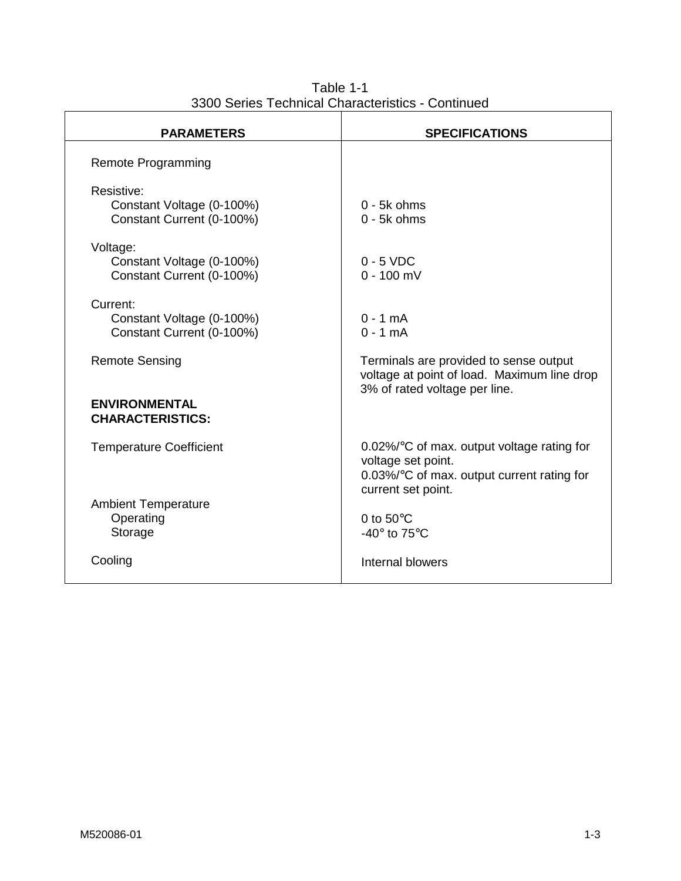Table 1-1
3300 Series Technical Characteristics - Continued

| PARAMETERS | SPECIFICATIONS |
|---|---|
| Remote Programming | |
| Resistive: | |
| Constant Voltage (0-100%) | 0 - 5k ohms |
| Constant Current (0-100%) | 0 - 5k ohms |
| Voltage: | |
| Constant Voltage (0-100%) | 0 - 5 VDC |
| Constant Current (0-100%) | 0 - 100 mV |
| Current: | |
| Constant Voltage (0-100%) | 0 - 1 mA |
| Constant Current (0-100%) | 0 - 1 mA |
| Remote Sensing | Terminals are provided to sense output voltage at point of load. Maximum line drop 3% of rated voltage per line. |
| **ENVIRONMENTAL CHARACTERISTICS:** | |
| Temperature Coefficient | 0.02%/°C of max. output voltage rating for voltage set point. 0.03%/°C of max. output current rating for current set point. |
| Ambient Temperature | |
| Operating | 0 to 50°C |
| Storage | -40° to 75°C |
| Cooling | Internal blowers |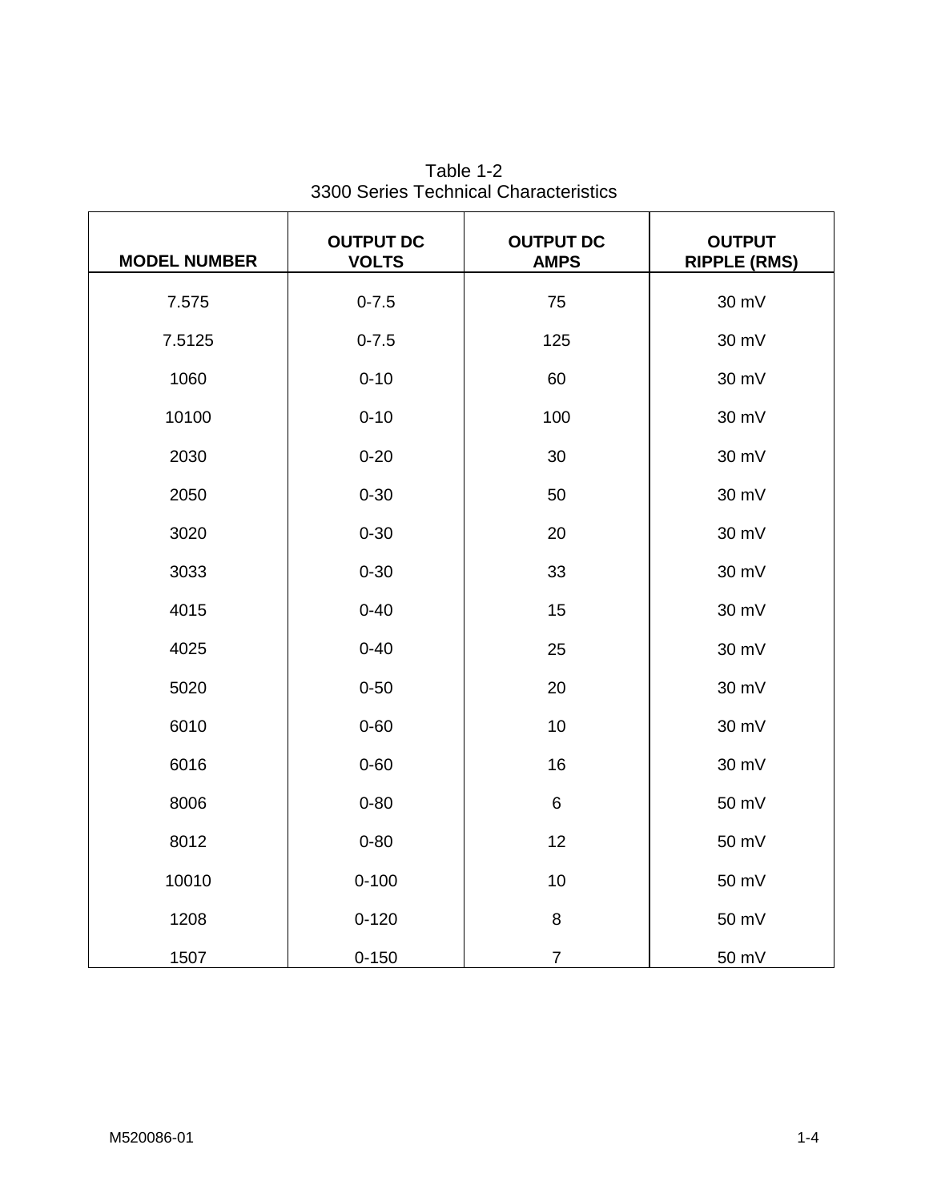Table 1-2
3300 Series Technical Characteristics

| MODEL NUMBER | OUTPUT DC VOLTS | OUTPUT DC AMPS | OUTPUT RIPPLE (RMS) |
|---|---|---|---|
| 7.575 | 0-7.5 | 75 | 30 mV |
| 7.5125 | 0-7.5 | 125 | 30 mV |
| 1060 | 0-10 | 60 | 30 mV |
| 10100 | 0-10 | 100 | 30 mV |
| 2030 | 0-20 | 30 | 30 mV |
| 2050 | 0-30 | 50 | 30 mV |
| 3020 | 0-30 | 20 | 30 mV |
| 3033 | 0-30 | 33 | 30 mV |
| 4015 | 0-40 | 15 | 30 mV |
| 4025 | 0-40 | 25 | 30 mV |
| 5020 | 0-50 | 20 | 30 mV |
| 6010 | 0-60 | 10 | 30 mV |
| 6016 | 0-60 | 16 | 30 mV |
| 8006 | 0-80 | 6 | 50 mV |
| 8012 | 0-80 | 12 | 50 mV |
| 10010 | 0-100 | 10 | 50 mV |
| 1208 | 0-120 | 8 | 50 mV |
| 1507 | 0-150 | 7 | 50 mV |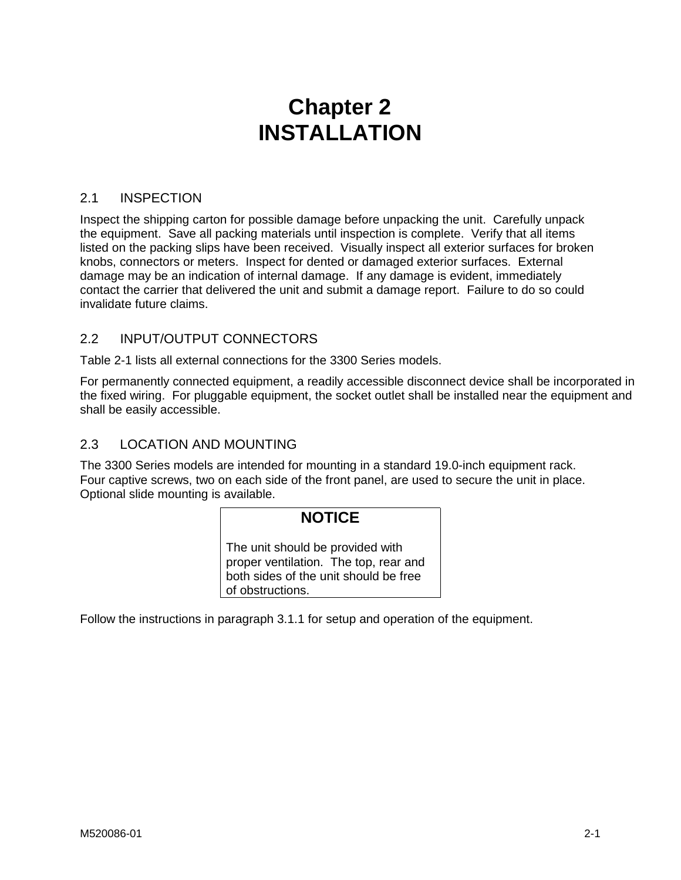# Chapter 2
# INSTALLATION

## 2.1 INSPECTION

Inspect the shipping carton for possible damage before unpacking the unit. Carefully unpack the equipment. Save all packing materials until inspection is complete. Verify that all items listed on the packing slips have been received. Visually inspect all exterior surfaces for broken knobs, connectors or meters. Inspect for dented or damaged exterior surfaces. External damage may be an indication of internal damage. If any damage is evident, immediately contact the carrier that delivered the unit and submit a damage report. Failure to do so could invalidate future claims.

## 2.2 INPUT/OUTPUT CONNECTORS

Table 2-1 lists all external connections for the 3300 Series models.

For permanently connected equipment, a readily accessible disconnect device shall be incorporated in the fixed wiring. For pluggable equipment, the socket outlet shall be installed near the equipment and shall be easily accessible.

## 2.3 LOCATION AND MOUNTING

The 3300 Series models are intended for mounting in a standard 19.0-inch equipment rack. Four captive screws, two on each side of the front panel, are used to secure the unit in place. Optional slide mounting is available.

> **NOTICE**
>
> The unit should be provided with proper ventilation. The top, rear and both sides of the unit should be free of obstructions.

Follow the instructions in paragraph 3.1.1 for setup and operation of the equipment.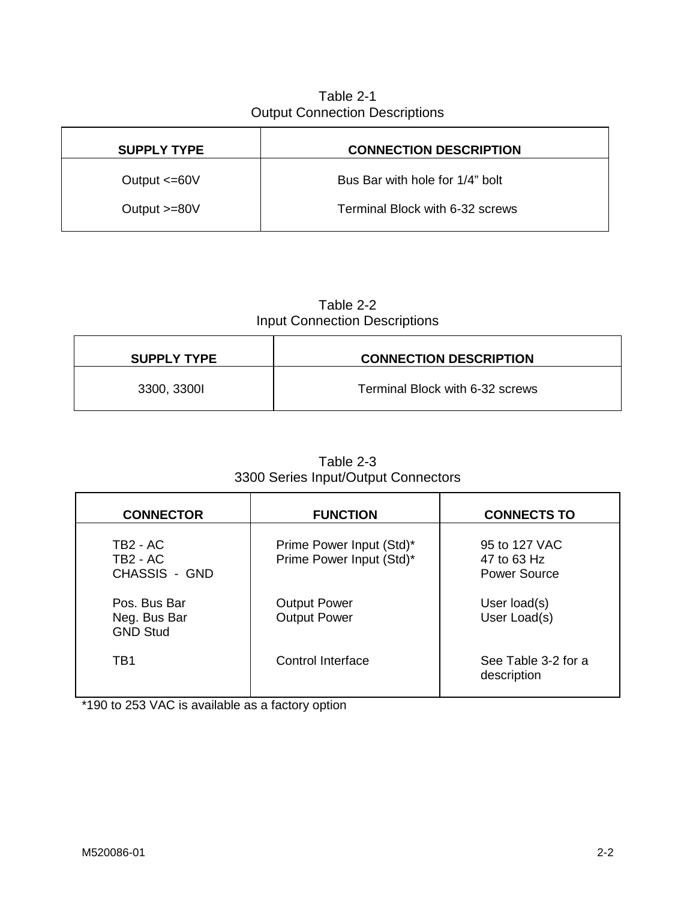Table 2-1
Output Connection Descriptions

| SUPPLY TYPE | CONNECTION DESCRIPTION |
|---|---|
| Output <=60V | Bus Bar with hole for 1/4" bolt |
| Output >=80V | Terminal Block with 6-32 screws |

Table 2-2
Input Connection Descriptions

| SUPPLY TYPE | CONNECTION DESCRIPTION |
|---|---|
| 3300, 3300I | Terminal Block with 6-32 screws |

Table 2-3
3300 Series Input/Output Connectors

| CONNECTOR | FUNCTION | CONNECTS TO |
|---|---|---|
| TB2 - AC<br>TB2 - AC<br>CHASSIS - GND | Prime Power Input (Std)*<br>Prime Power Input (Std)* | 95 to 127 VAC<br>47 to 63 Hz<br>Power Source |
| Pos. Bus Bar<br>Neg. Bus Bar<br>GND Stud | Output Power<br>Output Power | User load(s)<br>User Load(s) |
| TB1 | Control Interface | See Table 3-2 for a description |

*190 to 253 VAC is available as a factory option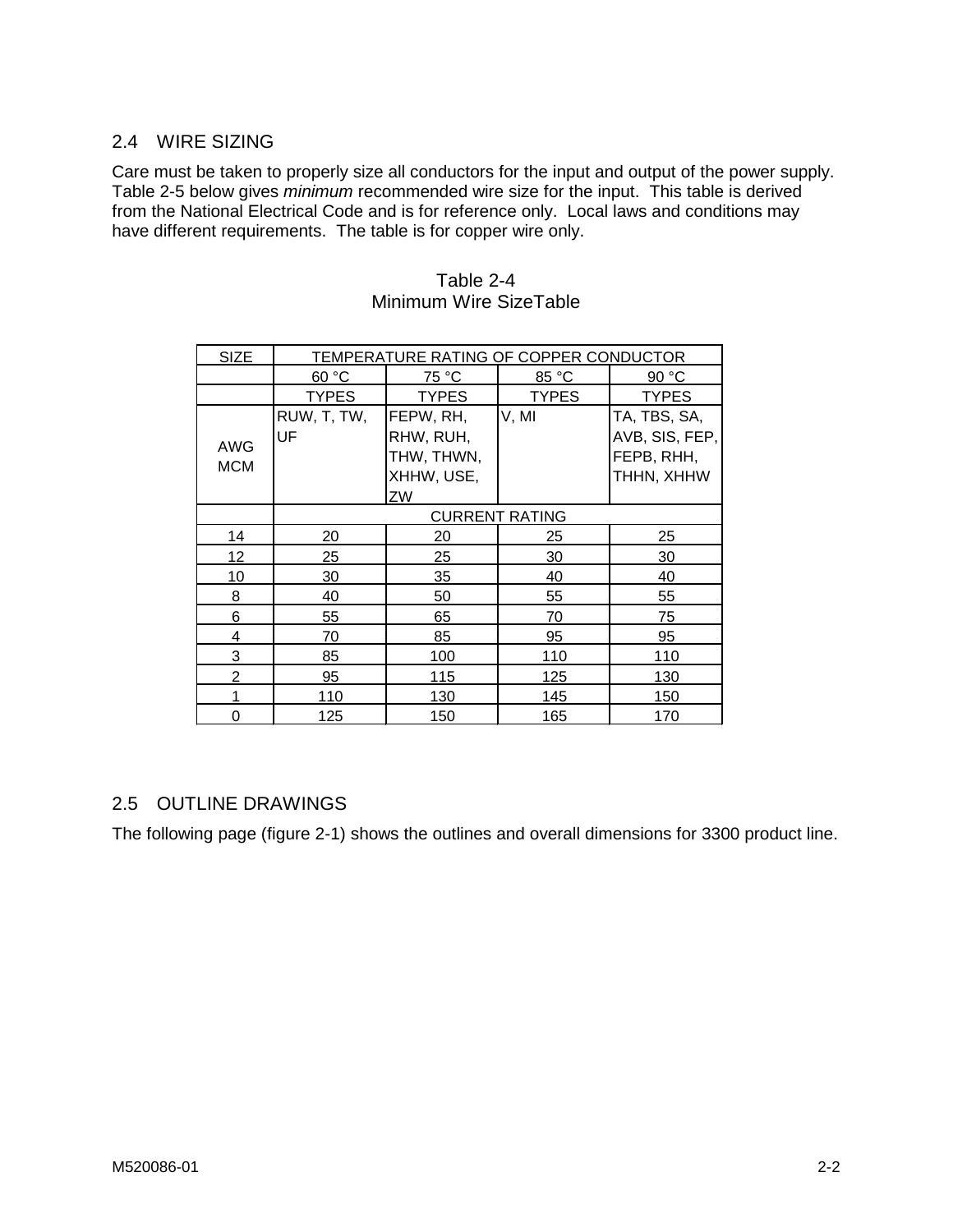## 2.4 WIRE SIZING

Care must be taken to properly size all conductors for the input and output of the power supply. Table 2-5 below gives *minimum* recommended wire size for the input. This table is derived from the National Electrical Code and is for reference only. Local laws and conditions may have different requirements. The table is for copper wire only.

Table 2-4
Minimum Wire SizeTable

| SIZE | TEMPERATURE RATING OF COPPER CONDUCTOR | | | |
|---|---|---|---|---|
| | 60 °C | 75 °C | 85 °C | 90 °C |
| | TYPES | TYPES | TYPES | TYPES |
| AWG MCM | RUW, T, TW, UF | FEPW, RH, RHW, RUH, THW, THWN, XHHW, USE, ZW | V, MI | TA, TBS, SA, AVB, SIS, FEP, FEPB, RHH, THHN, XHHW |
| | CURRENT RATING | | | |
| 14 | 20 | 20 | 25 | 25 |
| 12 | 25 | 25 | 30 | 30 |
| 10 | 30 | 35 | 40 | 40 |
| 8 | 40 | 50 | 55 | 55 |
| 6 | 55 | 65 | 70 | 75 |
| 4 | 70 | 85 | 95 | 95 |
| 3 | 85 | 100 | 110 | 110 |
| 2 | 95 | 115 | 125 | 130 |
| 1 | 110 | 130 | 145 | 150 |
| 0 | 125 | 150 | 165 | 170 |

## 2.5 OUTLINE DRAWINGS

The following page (figure 2-1) shows the outlines and overall dimensions for 3300 product line.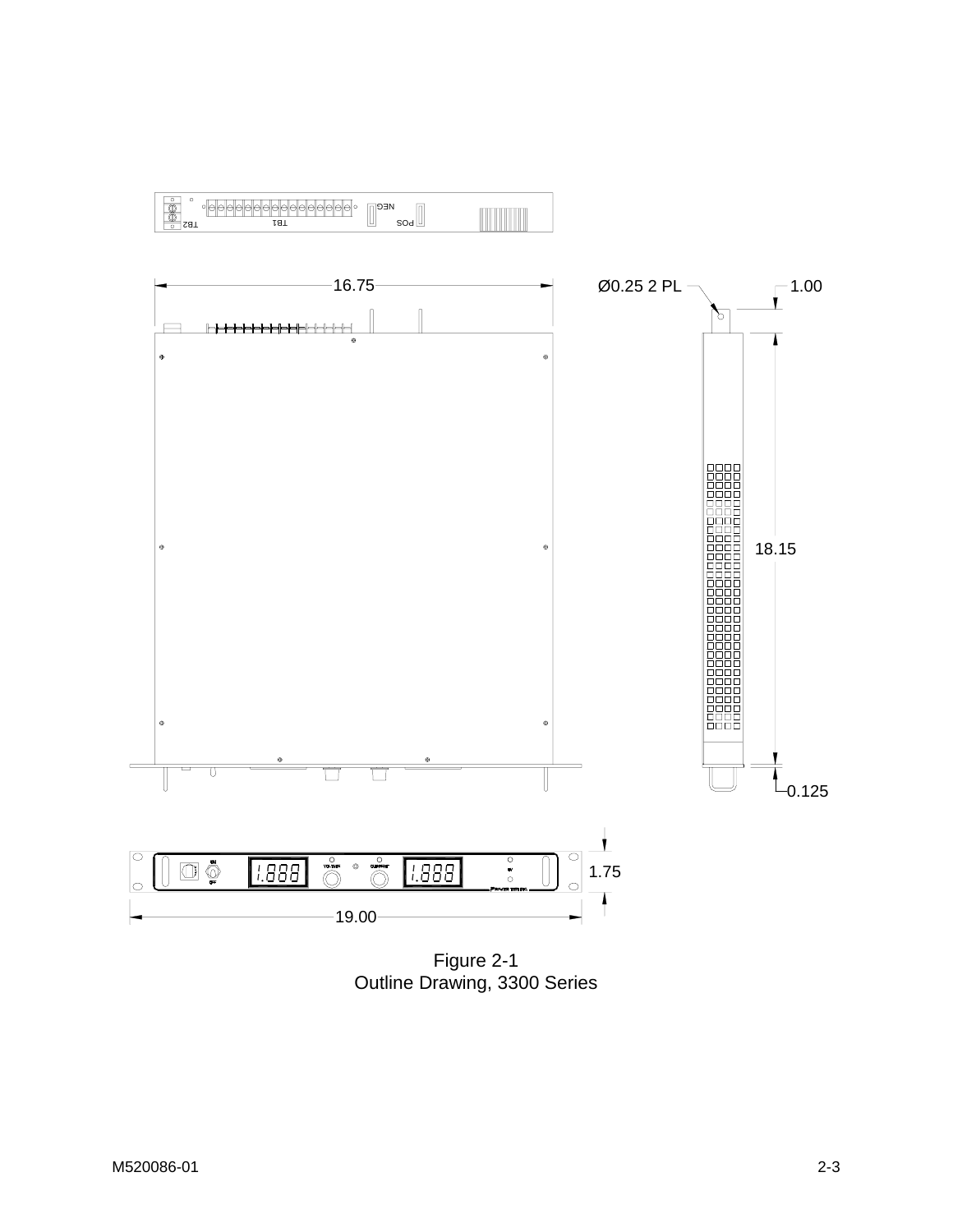Figure 2-1
Outline Drawing, 3300 Series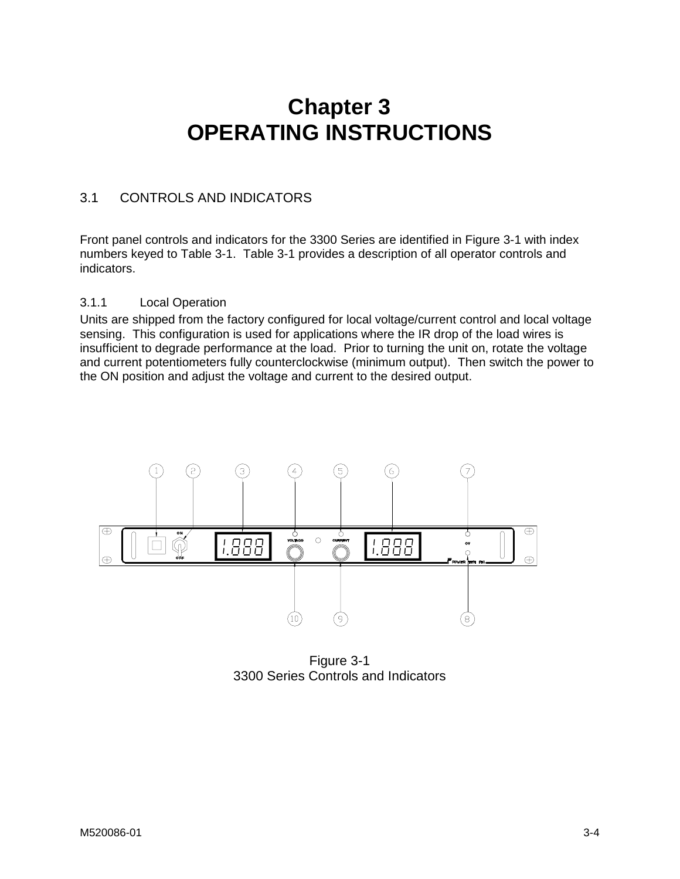# Chapter 3
# OPERATING INSTRUCTIONS

## 3.1 CONTROLS AND INDICATORS

Front panel controls and indicators for the 3300 Series are identified in Figure 3-1 with index numbers keyed to Table 3-1. Table 3-1 provides a description of all operator controls and indicators.

### 3.1.1 Local Operation

Units are shipped from the factory configured for local voltage/current control and local voltage sensing. This configuration is used for applications where the IR drop of the load wires is insufficient to degrade performance at the load. Prior to turning the unit on, rotate the voltage and current potentiometers fully counterclockwise (minimum output). Then switch the power to the ON position and adjust the voltage and current to the desired output.

Figure 3-1
3300 Series Controls and Indicators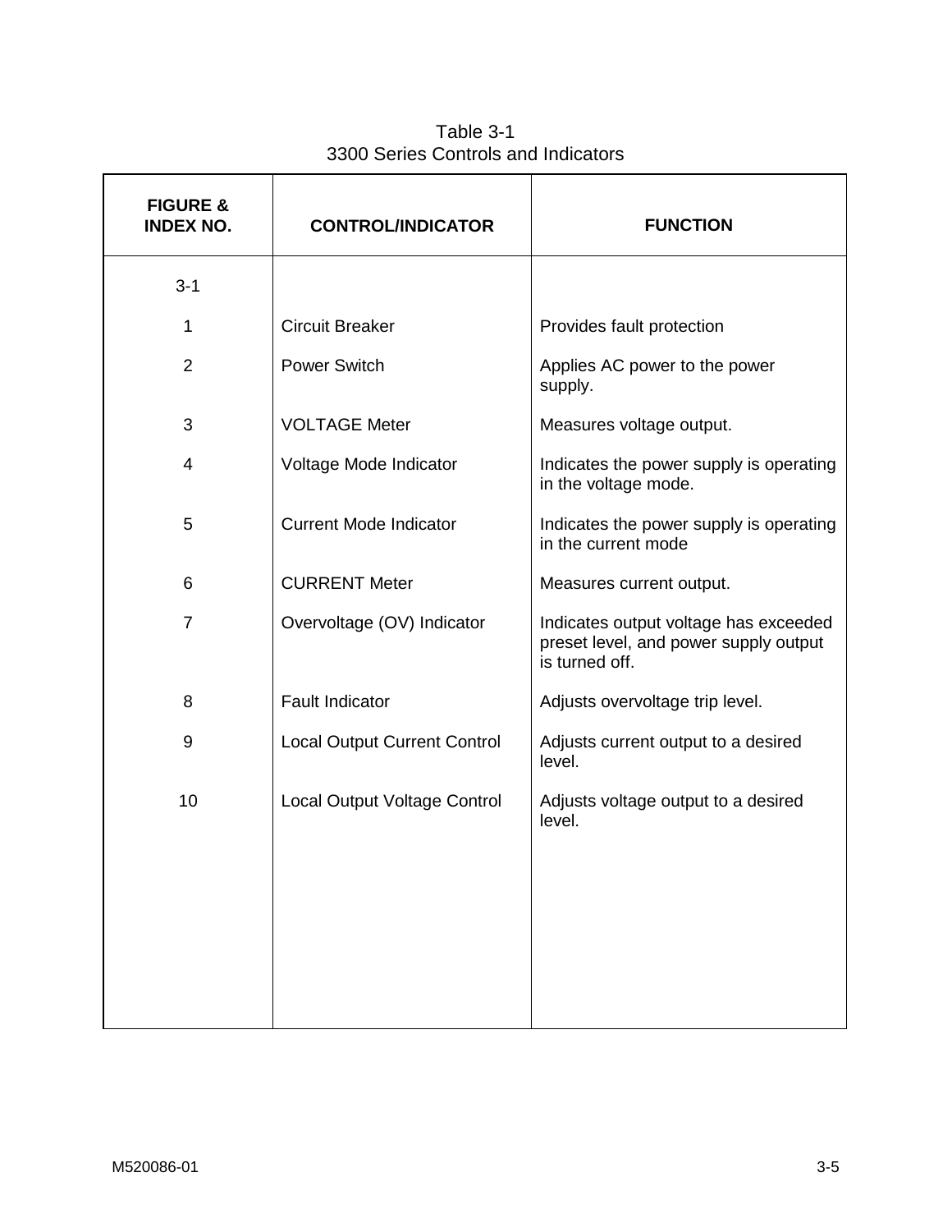Table 3-1
3300 Series Controls and Indicators

| FIGURE & INDEX NO. | CONTROL/INDICATOR | FUNCTION |
|---|---|---|
| 3-1 | | |
| 1 | Circuit Breaker | Provides fault protection |
| 2 | Power Switch | Applies AC power to the power supply. |
| 3 | VOLTAGE Meter | Measures voltage output. |
| 4 | Voltage Mode Indicator | Indicates the power supply is operating in the voltage mode. |
| 5 | Current Mode Indicator | Indicates the power supply is operating in the current mode |
| 6 | CURRENT Meter | Measures current output. |
| 7 | Overvoltage (OV) Indicator | Indicates output voltage has exceeded preset level, and power supply output is turned off. |
| 8 | Fault Indicator | Adjusts overvoltage trip level. |
| 9 | Local Output Current Control | Adjusts current output to a desired level. |
| 10 | Local Output Voltage Control | Adjusts voltage output to a desired level. |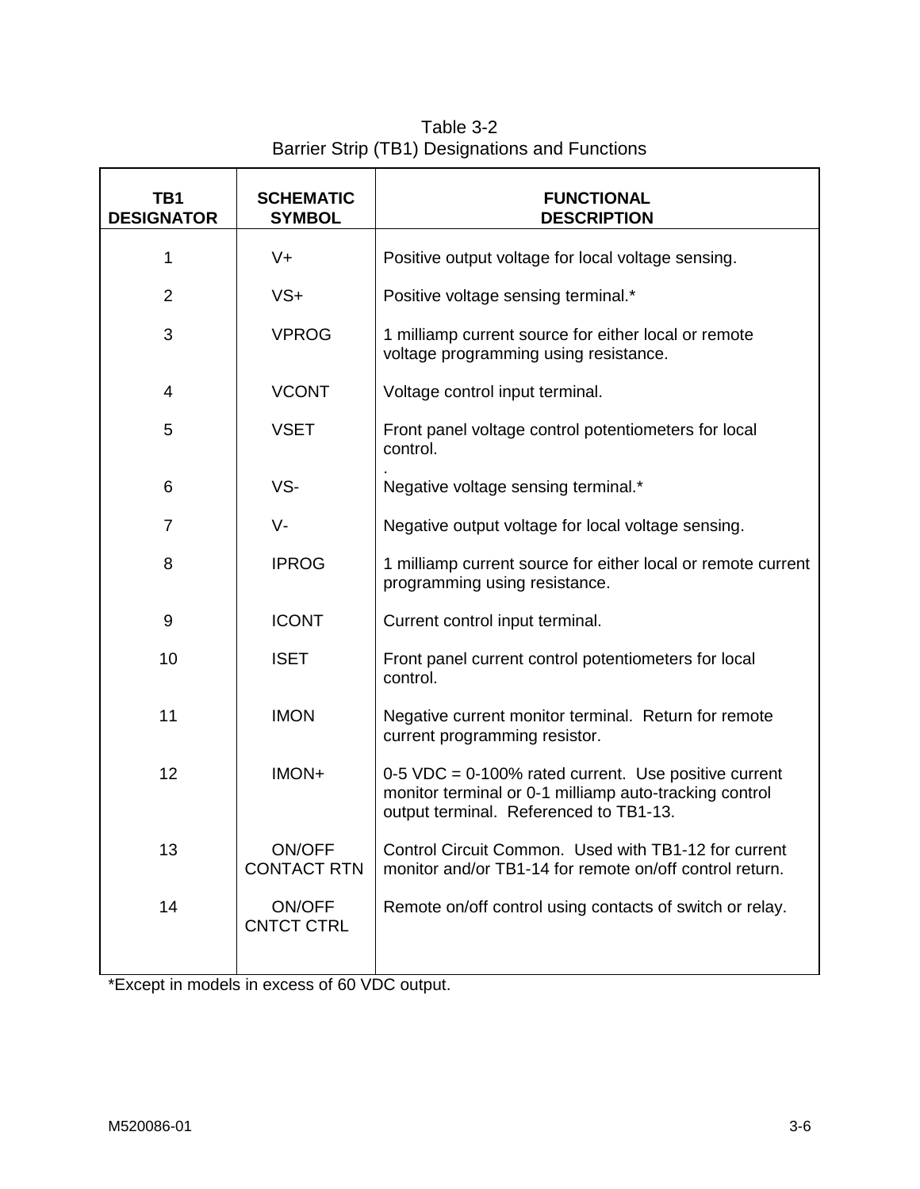Table 3-2
Barrier Strip (TB1) Designations and Functions

| TB1 DESIGNATOR | SCHEMATIC SYMBOL | FUNCTIONAL DESCRIPTION |
|---|---|---|
| 1 | V+ | Positive output voltage for local voltage sensing. |
| 2 | VS+ | Positive voltage sensing terminal.* |
| 3 | VPROG | 1 milliamp current source for either local or remote voltage programming using resistance. |
| 4 | VCONT | Voltage control input terminal. |
| 5 | VSET | Front panel voltage control potentiometers for local control. |
| 6 | VS- | Negative voltage sensing terminal.* |
| 7 | V- | Negative output voltage for local voltage sensing. |
| 8 | IPROG | 1 milliamp current source for either local or remote current programming using resistance. |
| 9 | ICONT | Current control input terminal. |
| 10 | ISET | Front panel current control potentiometers for local control. |
| 11 | IMON | Negative current monitor terminal. Return for remote current programming resistor. |
| 12 | IMON+ | 0-5 VDC = 0-100% rated current. Use positive current monitor terminal or 0-1 milliamp auto-tracking control output terminal. Referenced to TB1-13. |
| 13 | ON/OFF CONTACT RTN | Control Circuit Common. Used with TB1-12 for current monitor and/or TB1-14 for remote on/off control return. |
| 14 | ON/OFF CNTCT CTRL | Remote on/off control using contacts of switch or relay. |

*Except in models in excess of 60 VDC output.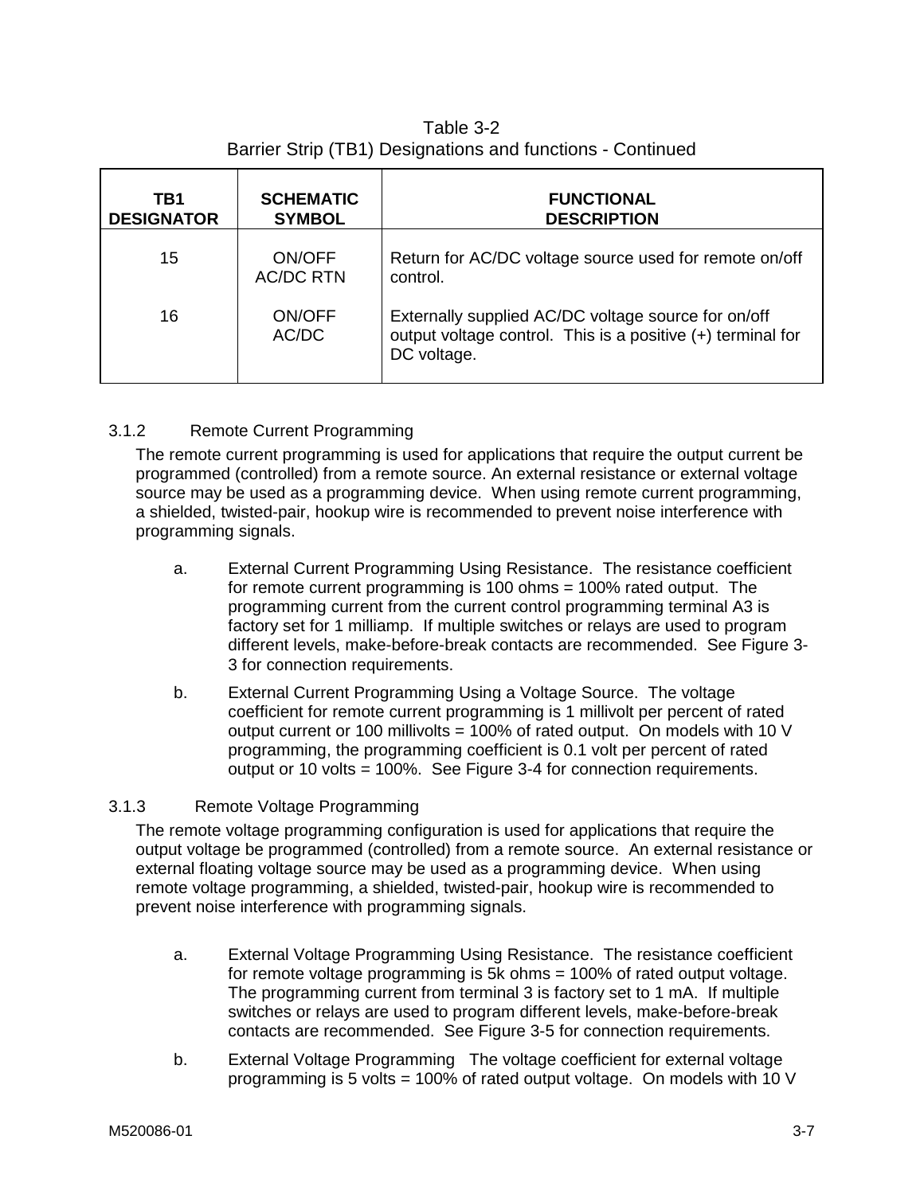Table 3-2
Barrier Strip (TB1) Designations and functions - Continued

| TB1 DESIGNATOR | SCHEMATIC SYMBOL | FUNCTIONAL DESCRIPTION |
|---|---|---|
| 15 | ON/OFF AC/DC RTN | Return for AC/DC voltage source used for remote on/off control. |
| 16 | ON/OFF AC/DC | Externally supplied AC/DC voltage source for on/off output voltage control. This is a positive (+) terminal for DC voltage. |

### 3.1.2 Remote Current Programming

The remote current programming is used for applications that require the output current be programmed (controlled) from a remote source. An external resistance or external voltage source may be used as a programming device. When using remote current programming, a shielded, twisted-pair, hookup wire is recommended to prevent noise interference with programming signals.

a. External Current Programming Using Resistance. The resistance coefficient for remote current programming is 100 ohms = 100% rated output. The programming current from the current control programming terminal A3 is factory set for 1 milliamp. If multiple switches or relays are used to program different levels, make-before-break contacts are recommended. See Figure 3-3 for connection requirements.

b. External Current Programming Using a Voltage Source. The voltage coefficient for remote current programming is 1 millivolt per percent of rated output current or 100 millivolts = 100% of rated output. On models with 10 V programming, the programming coefficient is 0.1 volt per percent of rated output or 10 volts = 100%. See Figure 3-4 for connection requirements.

### 3.1.3 Remote Voltage Programming

The remote voltage programming configuration is used for applications that require the output voltage be programmed (controlled) from a remote source. An external resistance or external floating voltage source may be used as a programming device. When using remote voltage programming, a shielded, twisted-pair, hookup wire is recommended to prevent noise interference with programming signals.

a. External Voltage Programming Using Resistance. The resistance coefficient for remote voltage programming is 5k ohms = 100% of rated output voltage. The programming current from terminal 3 is factory set to 1 mA. If multiple switches or relays are used to program different levels, make-before-break contacts are recommended. See Figure 3-5 for connection requirements.

b. External Voltage Programming The voltage coefficient for external voltage programming is 5 volts = 100% of rated output voltage. On models with 10 V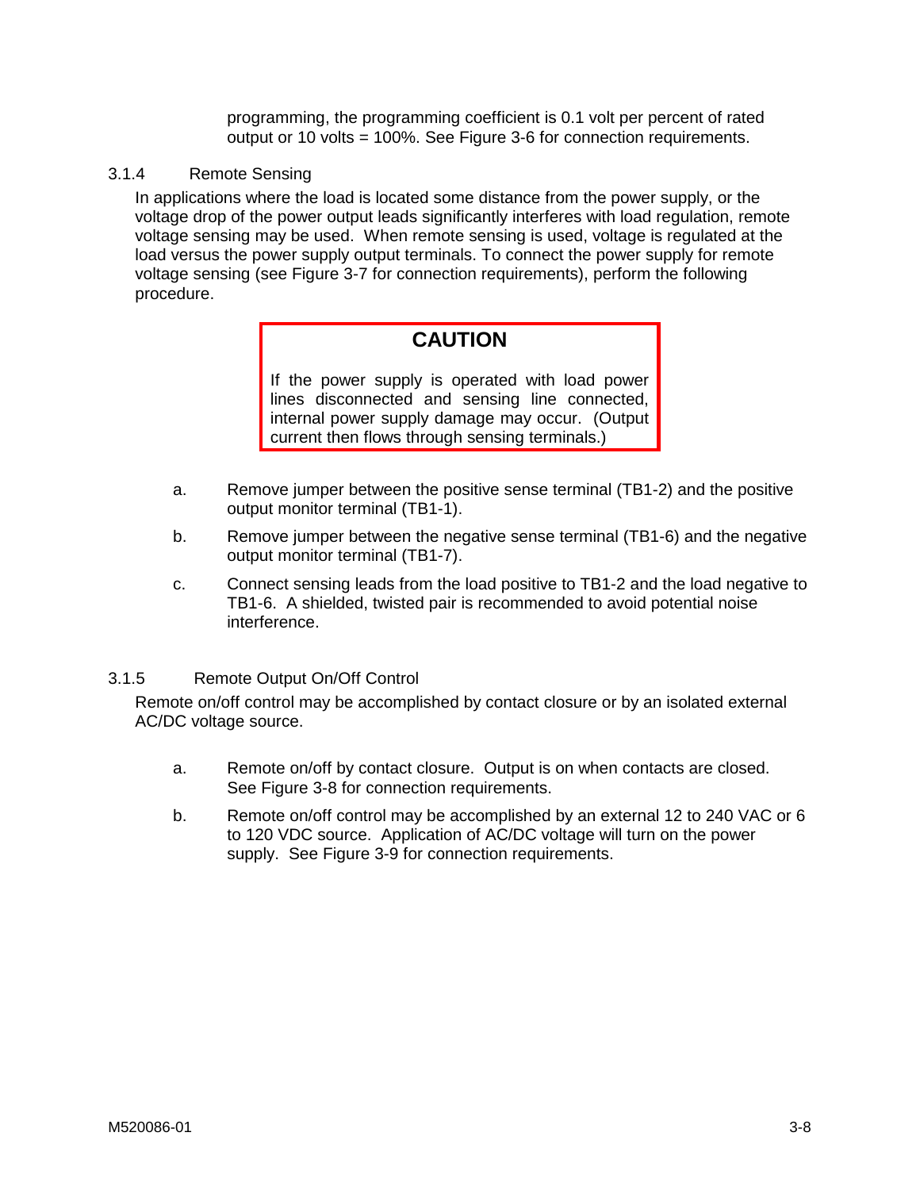programming, the programming coefficient is 0.1 volt per percent of rated output or 10 volts = 100%. See Figure 3-6 for connection requirements.

### 3.1.4 Remote Sensing

In applications where the load is located some distance from the power supply, or the voltage drop of the power output leads significantly interferes with load regulation, remote voltage sensing may be used. When remote sensing is used, voltage is regulated at the load versus the power supply output terminals. To connect the power supply for remote voltage sensing (see Figure 3-7 for connection requirements), perform the following procedure.

> **CAUTION**
>
> If the power supply is operated with load power lines disconnected and sensing line connected, internal power supply damage may occur. (Output current then flows through sensing terminals.)

a. Remove jumper between the positive sense terminal (TB1-2) and the positive output monitor terminal (TB1-1).

b. Remove jumper between the negative sense terminal (TB1-6) and the negative output monitor terminal (TB1-7).

c. Connect sensing leads from the load positive to TB1-2 and the load negative to TB1-6. A shielded, twisted pair is recommended to avoid potential noise interference.

### 3.1.5 Remote Output On/Off Control

Remote on/off control may be accomplished by contact closure or by an isolated external AC/DC voltage source.

a. Remote on/off by contact closure. Output is on when contacts are closed. See Figure 3-8 for connection requirements.

b. Remote on/off control may be accomplished by an external 12 to 240 VAC or 6 to 120 VDC source. Application of AC/DC voltage will turn on the power supply. See Figure 3-9 for connection requirements.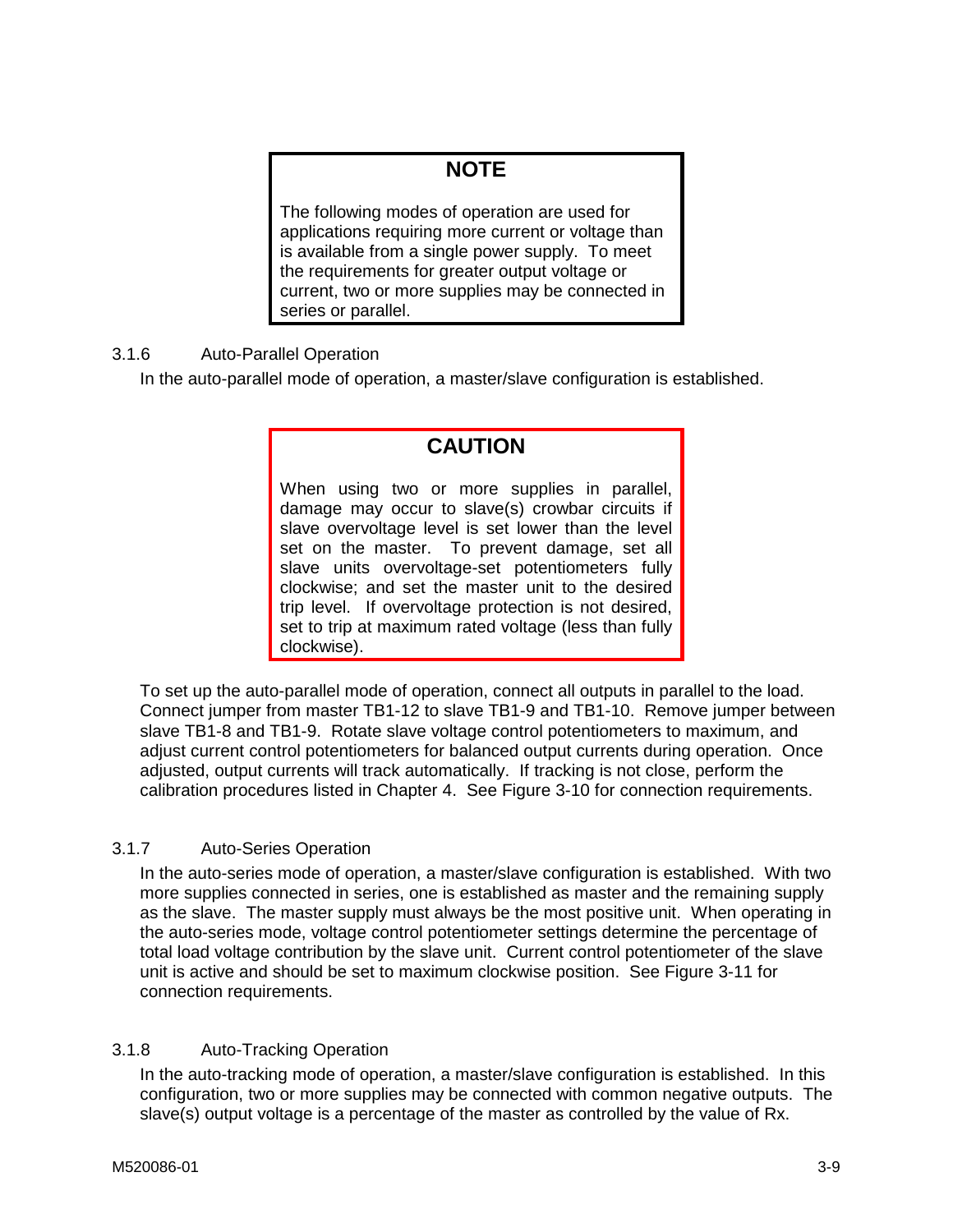> **NOTE**
>
> The following modes of operation are used for applications requiring more current or voltage than is available from a single power supply. To meet the requirements for greater output voltage or current, two or more supplies may be connected in series or parallel.

### 3.1.6 Auto-Parallel Operation

In the auto-parallel mode of operation, a master/slave configuration is established.

> **CAUTION**
>
> When using two or more supplies in parallel, damage may occur to slave(s) crowbar circuits if slave overvoltage level is set lower than the level set on the master. To prevent damage, set all slave units overvoltage-set potentiometers fully clockwise; and set the master unit to the desired trip level. If overvoltage protection is not desired, set to trip at maximum rated voltage (less than fully clockwise).

To set up the auto-parallel mode of operation, connect all outputs in parallel to the load. Connect jumper from master TB1-12 to slave TB1-9 and TB1-10. Remove jumper between slave TB1-8 and TB1-9. Rotate slave voltage control potentiometers to maximum, and adjust current control potentiometers for balanced output currents during operation. Once adjusted, output currents will track automatically. If tracking is not close, perform the calibration procedures listed in Chapter 4. See Figure 3-10 for connection requirements.

### 3.1.7 Auto-Series Operation

In the auto-series mode of operation, a master/slave configuration is established. With two more supplies connected in series, one is established as master and the remaining supply as the slave. The master supply must always be the most positive unit. When operating in the auto-series mode, voltage control potentiometer settings determine the percentage of total load voltage contribution by the slave unit. Current control potentiometer of the slave unit is active and should be set to maximum clockwise position. See Figure 3-11 for connection requirements.

### 3.1.8 Auto-Tracking Operation

In the auto-tracking mode of operation, a master/slave configuration is established. In this configuration, two or more supplies may be connected with common negative outputs. The slave(s) output voltage is a percentage of the master as controlled by the value of Rx.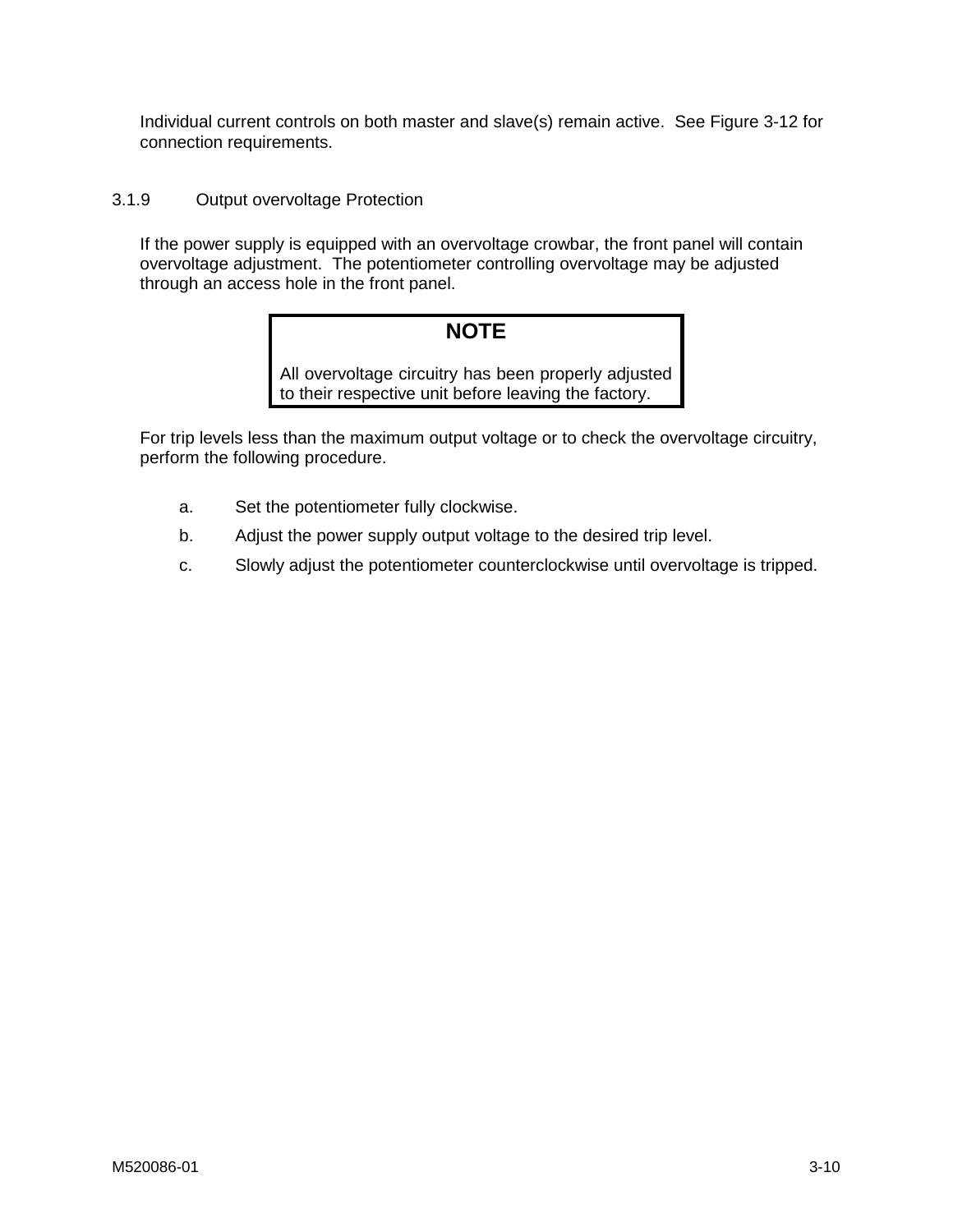Individual current controls on both master and slave(s) remain active. See Figure 3-12 for connection requirements.

### 3.1.9 Output overvoltage Protection

If the power supply is equipped with an overvoltage crowbar, the front panel will contain overvoltage adjustment. The potentiometer controlling overvoltage may be adjusted through an access hole in the front panel.

> **NOTE**
>
> All overvoltage circuitry has been properly adjusted to their respective unit before leaving the factory.

For trip levels less than the maximum output voltage or to check the overvoltage circuitry, perform the following procedure.

a. Set the potentiometer fully clockwise.

b. Adjust the power supply output voltage to the desired trip level.

c. Slowly adjust the potentiometer counterclockwise until overvoltage is tripped.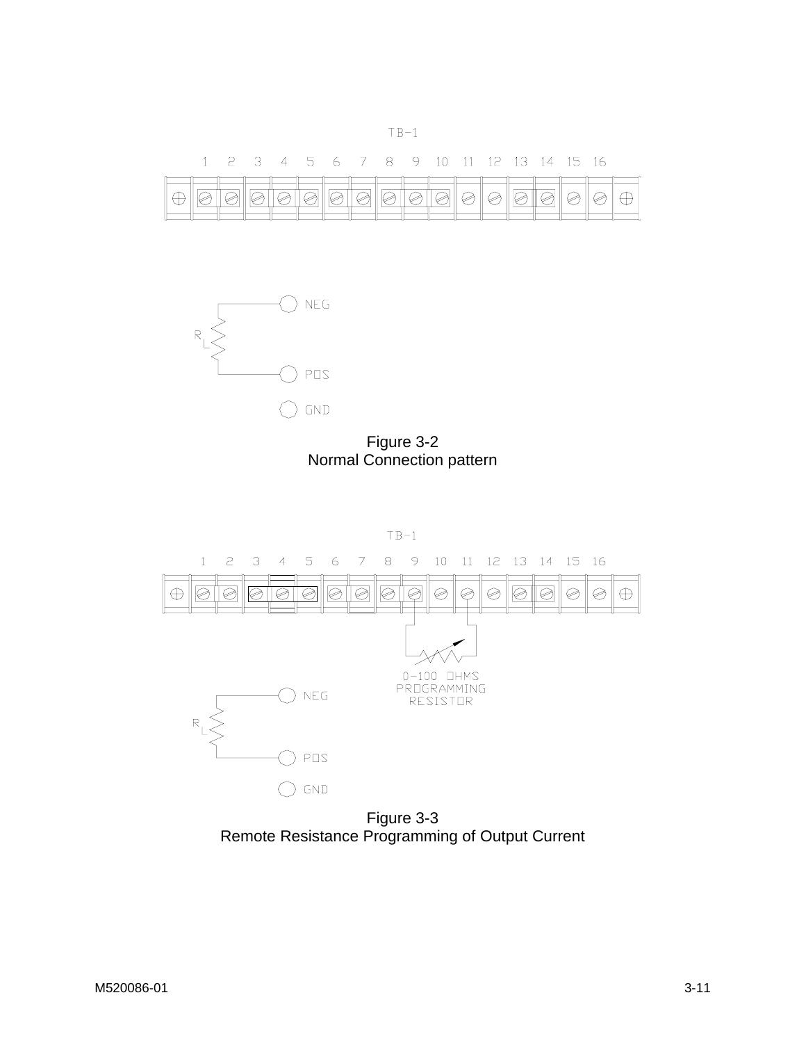TB-1

1 2 3 4 5 6 7 8 9 10 11 12 13 14 15 16

NEG

R L

POS

GND

Figure 3-2
Normal Connection pattern

TB-1

1 2 3 4 5 6 7 8 9 10 11 12 13 14 15 16

0-100 OHMS
PROGRAMMING
RESISTOR

NEG

R L

POS

GND

Figure 3-3
Remote Resistance Programming of Output Current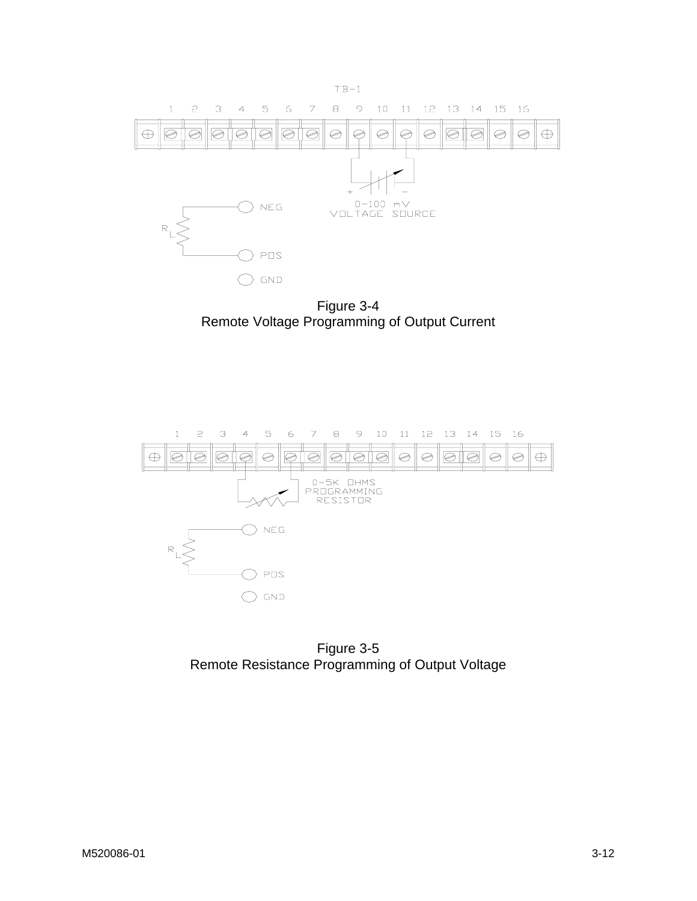TB-1

1 2 3 4 5 6 7 8 9 10 11 12 13 14 15 16

0-100 mV VOLTAGE SOURCE

NEG

POS

GND

Figure 3-4
Remote Voltage Programming of Output Current

1 2 3 4 5 6 7 8 9 10 11 12 13 14 15 16

0-5K OHMS PROGRAMMING RESISTOR

NEG

POS

GND

Figure 3-5
Remote Resistance Programming of Output Voltage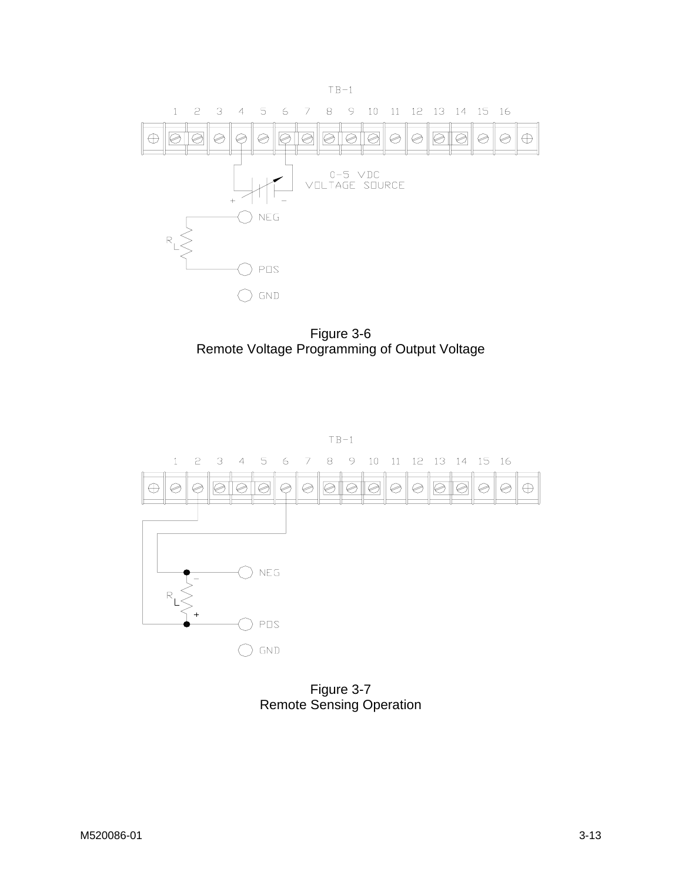TB-1

1 2 3 4 5 6 7 8 9 10 11 12 13 14 15 16

0-5 VDC
VOLTAGE SOURCE

NEG

POS

GND

Figure 3-6
Remote Voltage Programming of Output Voltage

TB-1

1 2 3 4 5 6 7 8 9 10 11 12 13 14 15 16

NEG

POS

GND

Figure 3-7
Remote Sensing Operation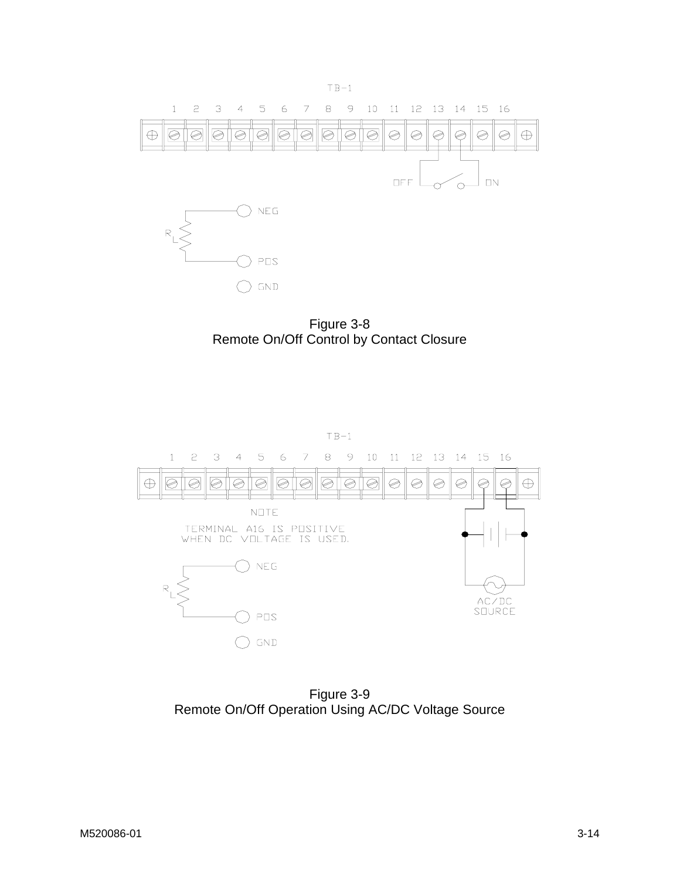TB-1

1 2 3 4 5 6 7 8 9 10 11 12 13 14 15 16

OFF ON

NEG

$R_L$

POS

GND

Figure 3-8
Remote On/Off Control by Contact Closure

TB-1

1 2 3 4 5 6 7 8 9 10 11 12 13 14 15 16

NOTE
TERMINAL A16 IS POSITIVE
WHEN DC VOLTAGE IS USED.

NEG

$R_L$

POS

GND

AC/DC
SOURCE

Figure 3-9
Remote On/Off Operation Using AC/DC Voltage Source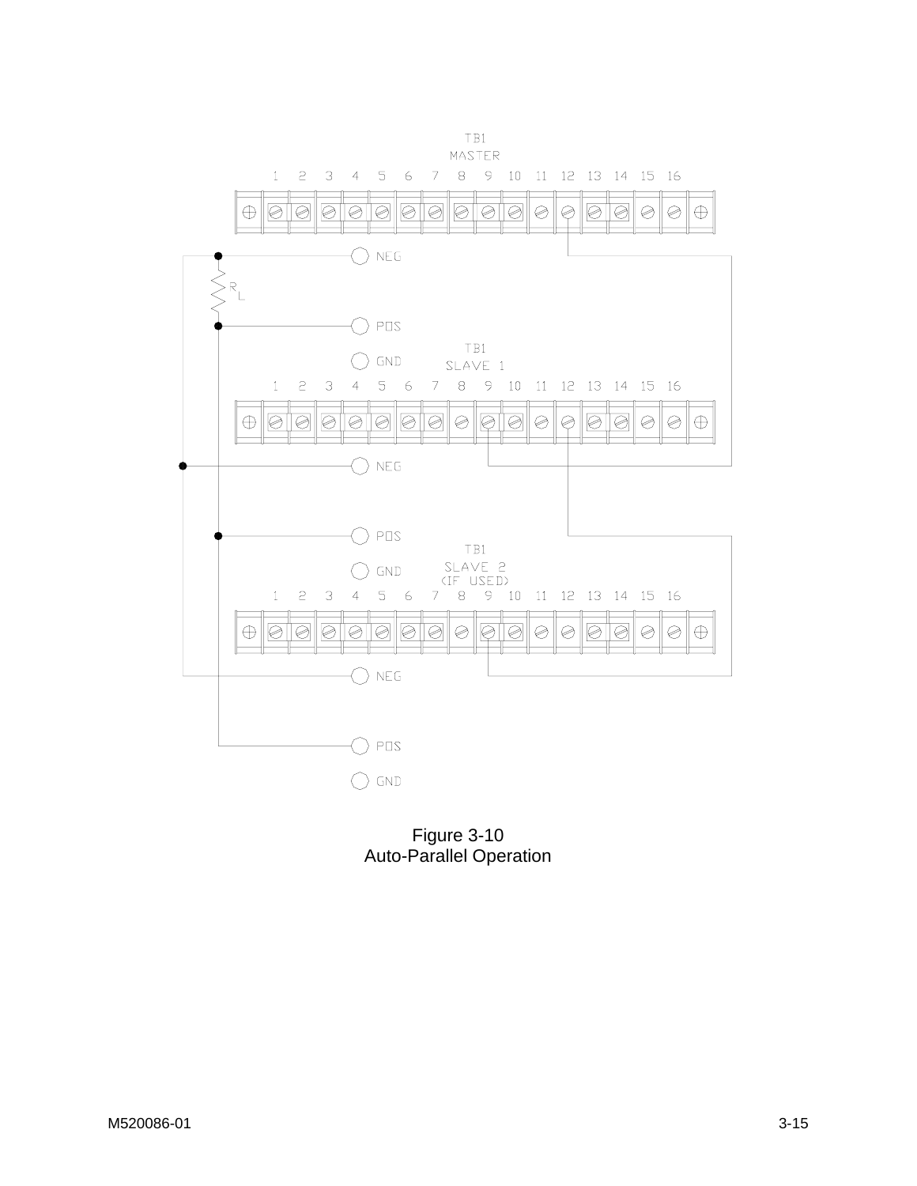TB1
MASTER

1 2 3 4 5 6 7 8 9 10 11 12 13 14 15 16

NEG

$R_L$

POS

GND

TB1
SLAVE 1

1 2 3 4 5 6 7 8 9 10 11 12 13 14 15 16

NEG

POS

GND

TB1
SLAVE 2
(IF USED)

1 2 3 4 5 6 7 8 9 10 11 12 13 14 15 16

NEG

POS

GND

Figure 3-10
Auto-Parallel Operation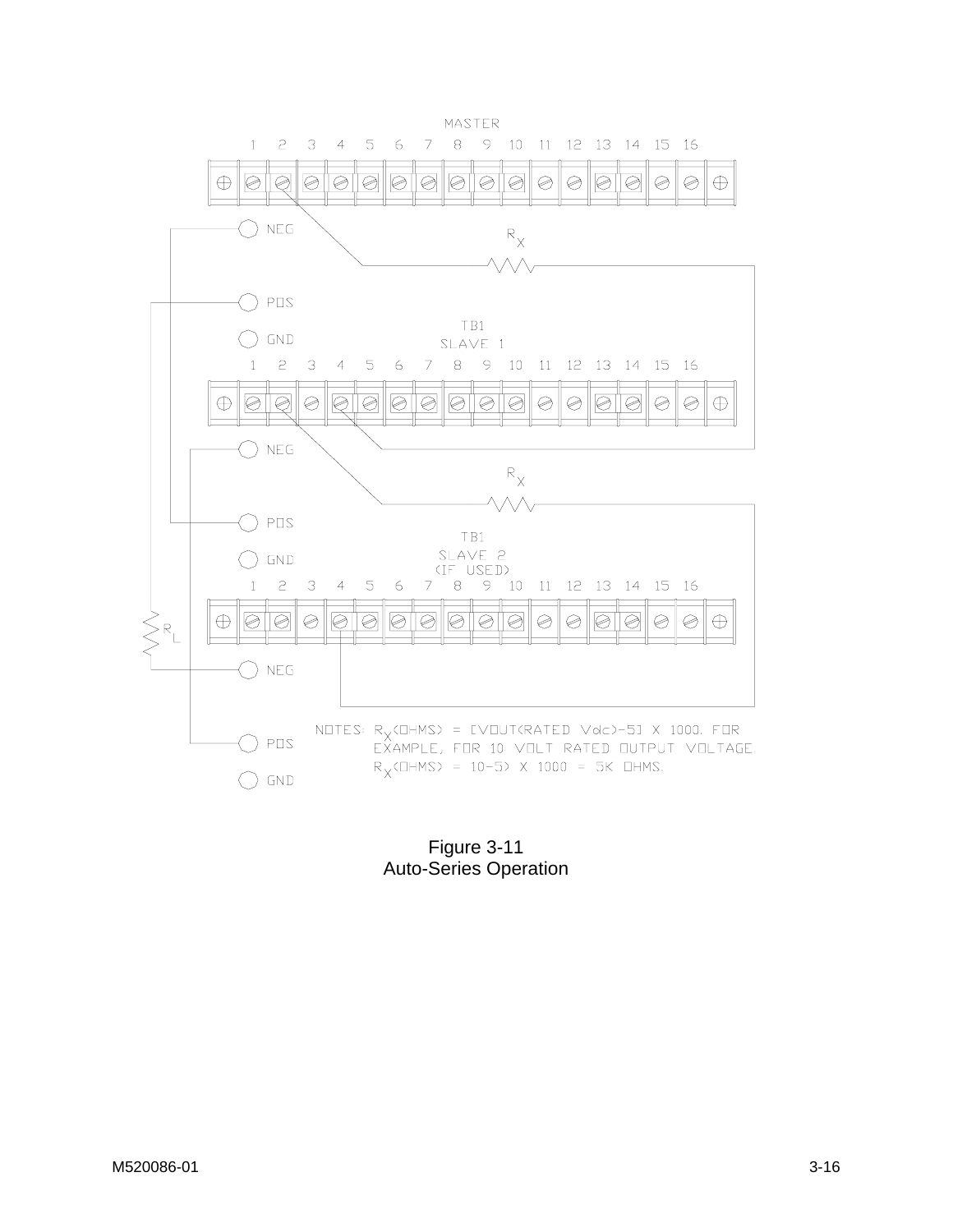MASTER

1 2 3 4 5 6 7 8 9 10 11 12 13 14 15 16

NEG

$R_X$

POS

GND

TB1
SLAVE 1

1 2 3 4 5 6 7 8 9 10 11 12 13 14 15 16

NEG

$R_X$

POS

TB1
SLAVE 2
(IF USED)

GND

1 2 3 4 5 6 7 8 9 10 11 12 13 14 15 16

$R_L$

NEG

NOTES: $R_X$(OHMS) = [VOUT(RATED Vdc)−5] X 1000. FOR EXAMPLE, FOR 10 VOLT RATED OUTPUT VOLTAGE $R_X$(OHMS) = 10−5) X 1000 = 5K OHMS.

POS

GND

Figure 3-11
Auto-Series Operation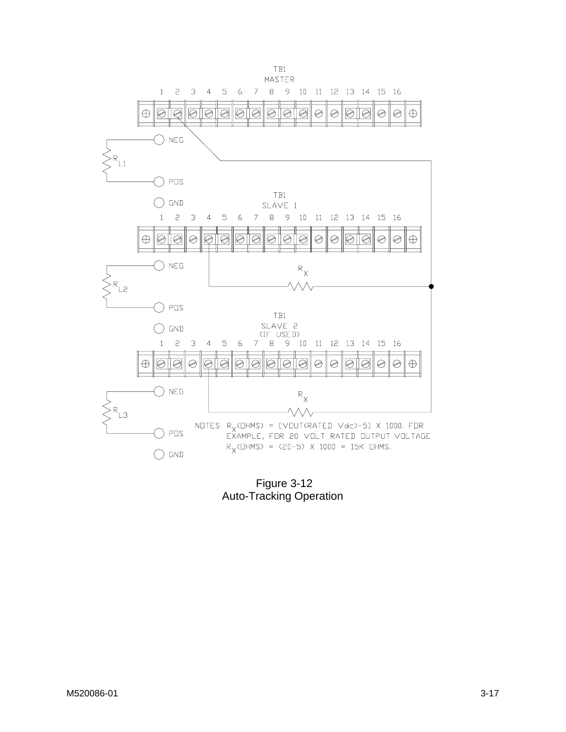TB1
MASTER

1 2 3 4 5 6 7 8 9 10 11 12 13 14 15 16

NEG

$R_{L1}$

POS

GND

TB1
SLAVE 1

1 2 3 4 5 6 7 8 9 10 11 12 13 14 15 16

NEG

$R_X$

$R_{L2}$

POS

TB1
SLAVE 2
(IF USED)

GND

1 2 3 4 5 6 7 8 9 10 11 12 13 14 15 16

NEG

$R_X$

$R_{L3}$

NOTES: $R_X$(OHMS) = [VOUT(RATED Vdc)-5] X 1000. FOR EXAMPLE, FOR 20 VOLT RATED OUTPUT VOLTAGE $R_X$(OHMS) = (20-5) X 1000 = 15K OHMS.

POS

GND

Figure 3-12
Auto-Tracking Operation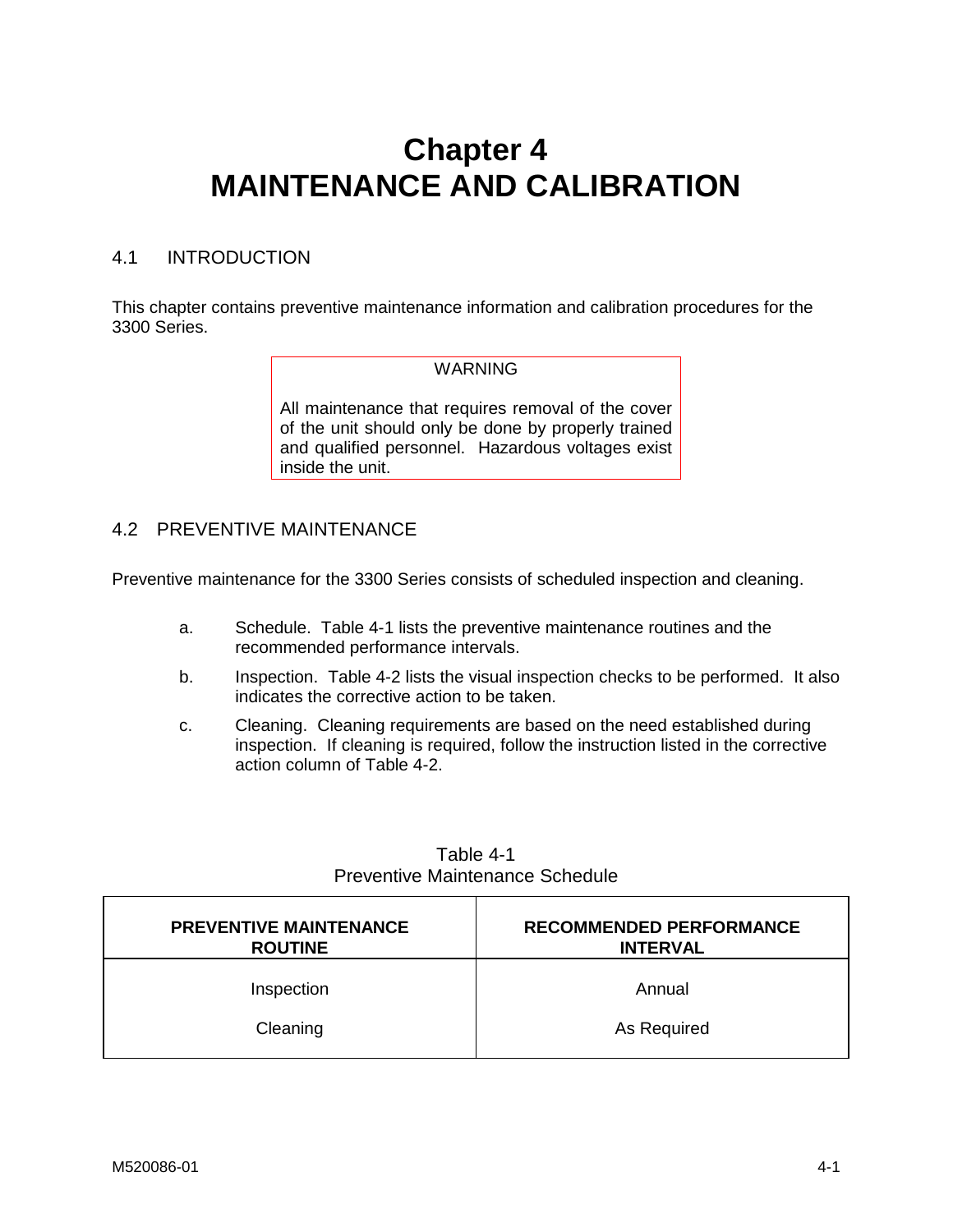# Chapter 4
# MAINTENANCE AND CALIBRATION

## 4.1 INTRODUCTION

This chapter contains preventive maintenance information and calibration procedures for the 3300 Series.

> WARNING
>
> All maintenance that requires removal of the cover of the unit should only be done by properly trained and qualified personnel. Hazardous voltages exist inside the unit.

## 4.2 PREVENTIVE MAINTENANCE

Preventive maintenance for the 3300 Series consists of scheduled inspection and cleaning.

a. Schedule. Table 4-1 lists the preventive maintenance routines and the recommended performance intervals.

b. Inspection. Table 4-2 lists the visual inspection checks to be performed. It also indicates the corrective action to be taken.

c. Cleaning. Cleaning requirements are based on the need established during inspection. If cleaning is required, follow the instruction listed in the corrective action column of Table 4-2.

Table 4-1
Preventive Maintenance Schedule

| PREVENTIVE MAINTENANCE ROUTINE | RECOMMENDED PERFORMANCE INTERVAL |
|---|---|
| Inspection | Annual |
| Cleaning | As Required |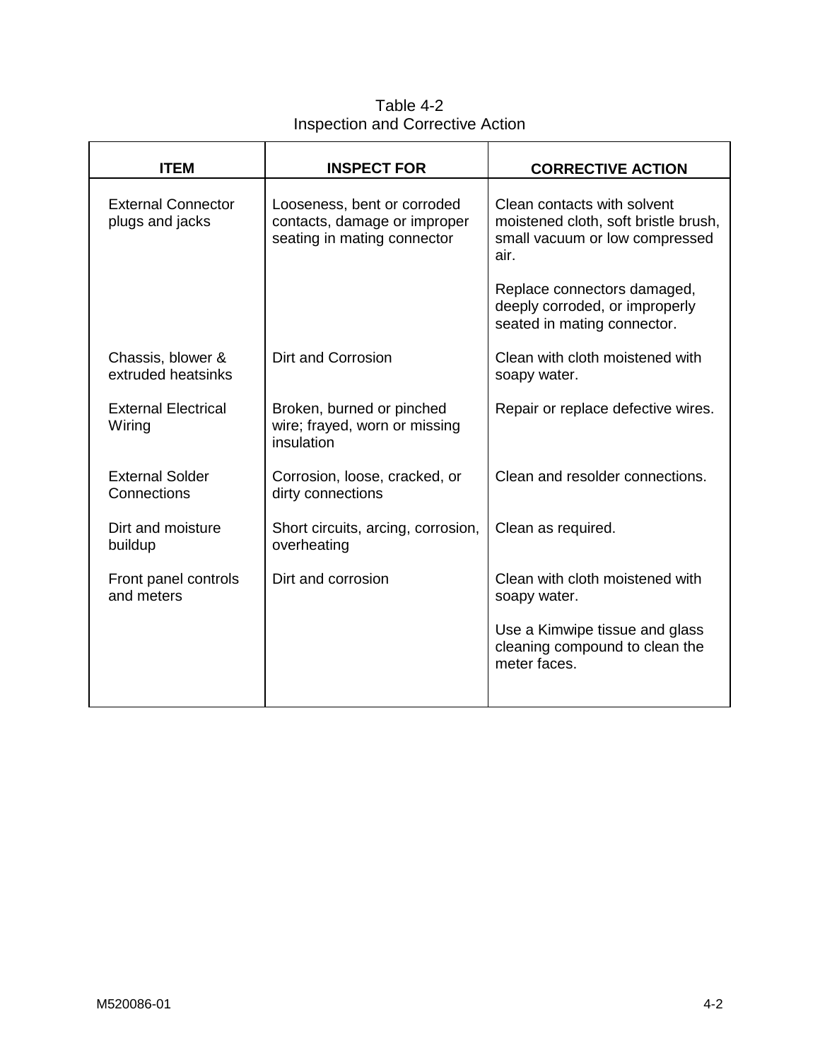Table 4-2
Inspection and Corrective Action

| ITEM | INSPECT FOR | CORRECTIVE ACTION |
|---|---|---|
| External Connector plugs and jacks | Looseness, bent or corroded contacts, damage or improper seating in mating connector | Clean contacts with solvent moistened cloth, soft bristle brush, small vacuum or low compressed air.<br><br>Replace connectors damaged, deeply corroded, or improperly seated in mating connector. |
| Chassis, blower & extruded heatsinks | Dirt and Corrosion | Clean with cloth moistened with soapy water. |
| External Electrical Wiring | Broken, burned or pinched wire; frayed, worn or missing insulation | Repair or replace defective wires. |
| External Solder Connections | Corrosion, loose, cracked, or dirty connections | Clean and resolder connections. |
| Dirt and moisture buildup | Short circuits, arcing, corrosion, overheating | Clean as required. |
| Front panel controls and meters | Dirt and corrosion | Clean with cloth moistened with soapy water.<br><br>Use a Kimwipe tissue and glass cleaning compound to clean the meter faces. |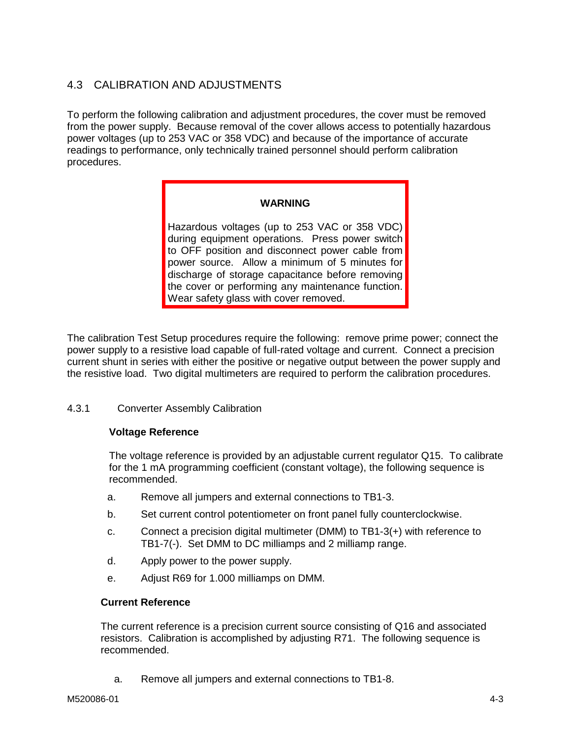## 4.3 CALIBRATION AND ADJUSTMENTS

To perform the following calibration and adjustment procedures, the cover must be removed from the power supply. Because removal of the cover allows access to potentially hazardous power voltages (up to 253 VAC or 358 VDC) and because of the importance of accurate readings to performance, only technically trained personnel should perform calibration procedures.

> **WARNING**
>
> Hazardous voltages (up to 253 VAC or 358 VDC) during equipment operations. Press power switch to OFF position and disconnect power cable from power source. Allow a minimum of 5 minutes for discharge of storage capacitance before removing the cover or performing any maintenance function. Wear safety glass with cover removed.

The calibration Test Setup procedures require the following: remove prime power; connect the power supply to a resistive load capable of full-rated voltage and current. Connect a precision current shunt in series with either the positive or negative output between the power supply and the resistive load. Two digital multimeters are required to perform the calibration procedures.

### 4.3.1 Converter Assembly Calibration

**Voltage Reference**

The voltage reference is provided by an adjustable current regulator Q15. To calibrate for the 1 mA programming coefficient (constant voltage), the following sequence is recommended.

a. Remove all jumpers and external connections to TB1-3.

b. Set current control potentiometer on front panel fully counterclockwise.

c. Connect a precision digital multimeter (DMM) to TB1-3(+) with reference to TB1-7(-). Set DMM to DC milliamps and 2 milliamp range.

d. Apply power to the power supply.

e. Adjust R69 for 1.000 milliamps on DMM.

**Current Reference**

The current reference is a precision current source consisting of Q16 and associated resistors. Calibration is accomplished by adjusting R71. The following sequence is recommended.

a. Remove all jumpers and external connections to TB1-8.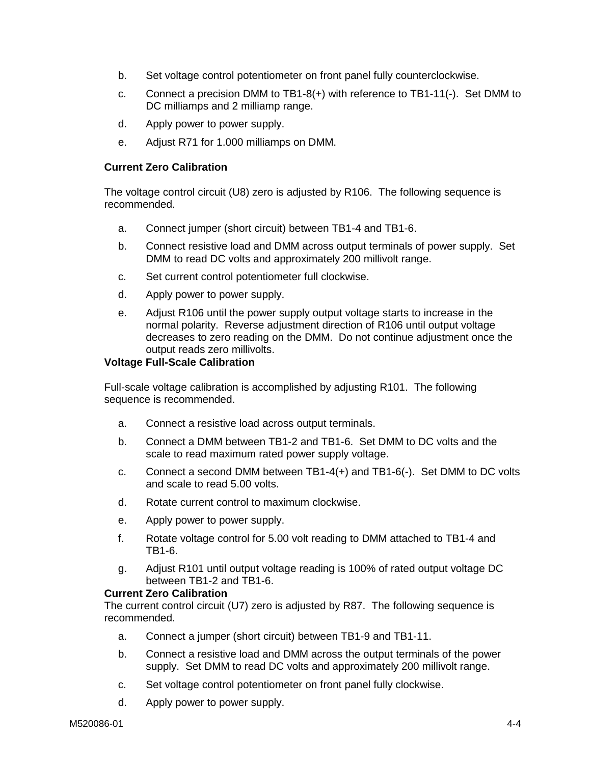b. Set voltage control potentiometer on front panel fully counterclockwise.

c. Connect a precision DMM to TB1-8(+) with reference to TB1-11(-). Set DMM to DC milliamps and 2 milliamp range.

d. Apply power to power supply.

e. Adjust R71 for 1.000 milliamps on DMM.

**Current Zero Calibration**

The voltage control circuit (U8) zero is adjusted by R106. The following sequence is recommended.

a. Connect jumper (short circuit) between TB1-4 and TB1-6.

b. Connect resistive load and DMM across output terminals of power supply. Set DMM to read DC volts and approximately 200 millivolt range.

c. Set current control potentiometer full clockwise.

d. Apply power to power supply.

e. Adjust R106 until the power supply output voltage starts to increase in the normal polarity. Reverse adjustment direction of R106 until output voltage decreases to zero reading on the DMM. Do not continue adjustment once the output reads zero millivolts.

**Voltage Full-Scale Calibration**

Full-scale voltage calibration is accomplished by adjusting R101. The following sequence is recommended.

a. Connect a resistive load across output terminals.

b. Connect a DMM between TB1-2 and TB1-6. Set DMM to DC volts and the scale to read maximum rated power supply voltage.

c. Connect a second DMM between TB1-4(+) and TB1-6(-). Set DMM to DC volts and scale to read 5.00 volts.

d. Rotate current control to maximum clockwise.

e. Apply power to power supply.

f. Rotate voltage control for 5.00 volt reading to DMM attached to TB1-4 and TB1-6.

g. Adjust R101 until output voltage reading is 100% of rated output voltage DC between TB1-2 and TB1-6.

**Current Zero Calibration**

The current control circuit (U7) zero is adjusted by R87. The following sequence is recommended.

a. Connect a jumper (short circuit) between TB1-9 and TB1-11.

b. Connect a resistive load and DMM across the output terminals of the power supply. Set DMM to read DC volts and approximately 200 millivolt range.

c. Set voltage control potentiometer on front panel fully clockwise.

d. Apply power to power supply.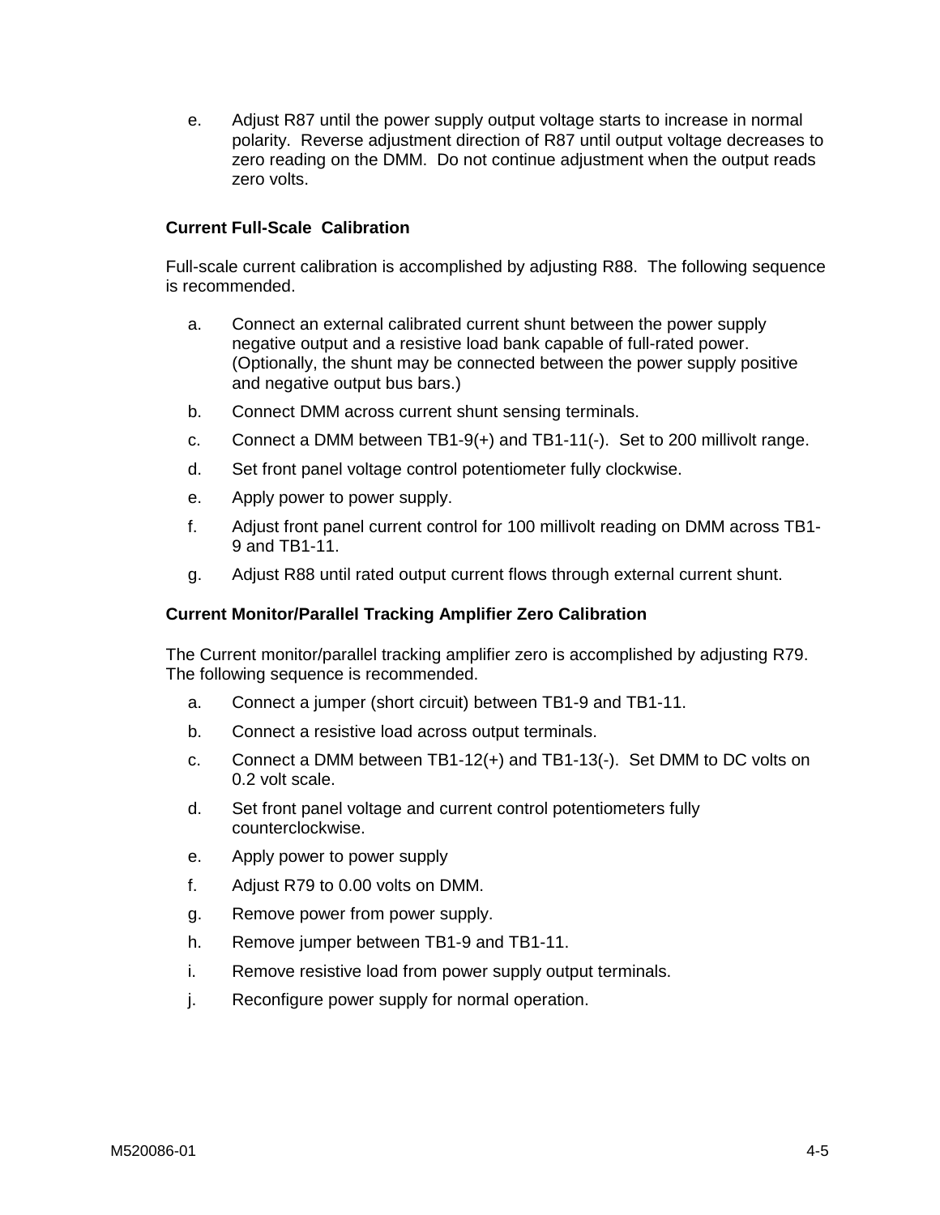e. Adjust R87 until the power supply output voltage starts to increase in normal polarity. Reverse adjustment direction of R87 until output voltage decreases to zero reading on the DMM. Do not continue adjustment when the output reads zero volts.

**Current Full-Scale Calibration**

Full-scale current calibration is accomplished by adjusting R88. The following sequence is recommended.

a. Connect an external calibrated current shunt between the power supply negative output and a resistive load bank capable of full-rated power. (Optionally, the shunt may be connected between the power supply positive and negative output bus bars.)

b. Connect DMM across current shunt sensing terminals.

c. Connect a DMM between TB1-9(+) and TB1-11(-). Set to 200 millivolt range.

d. Set front panel voltage control potentiometer fully clockwise.

e. Apply power to power supply.

f. Adjust front panel current control for 100 millivolt reading on DMM across TB1-9 and TB1-11.

g. Adjust R88 until rated output current flows through external current shunt.

**Current Monitor/Parallel Tracking Amplifier Zero Calibration**

The Current monitor/parallel tracking amplifier zero is accomplished by adjusting R79. The following sequence is recommended.

a. Connect a jumper (short circuit) between TB1-9 and TB1-11.

b. Connect a resistive load across output terminals.

c. Connect a DMM between TB1-12(+) and TB1-13(-). Set DMM to DC volts on 0.2 volt scale.

d. Set front panel voltage and current control potentiometers fully counterclockwise.

e. Apply power to power supply

f. Adjust R79 to 0.00 volts on DMM.

g. Remove power from power supply.

h. Remove jumper between TB1-9 and TB1-11.

i. Remove resistive load from power supply output terminals.

j. Reconfigure power supply for normal operation.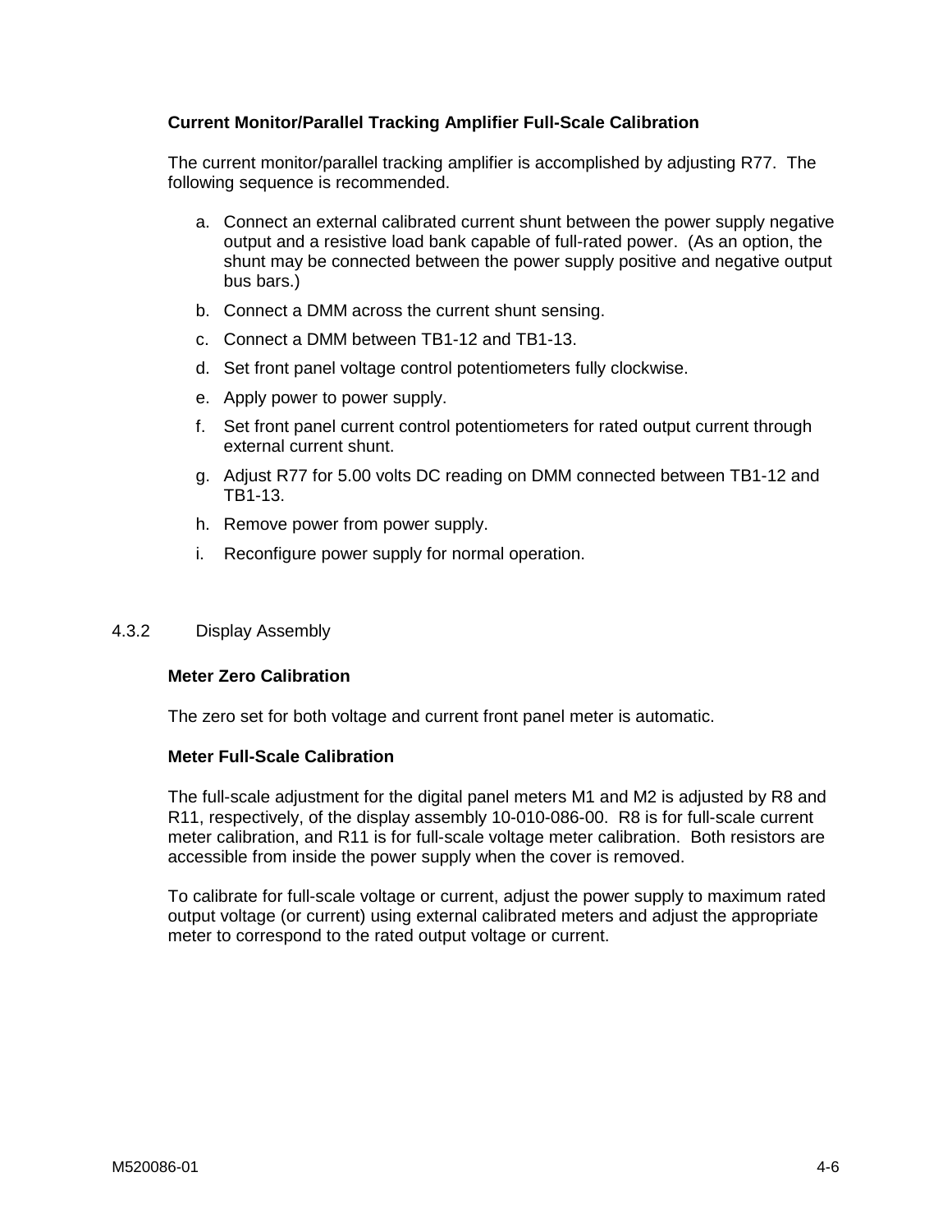**Current Monitor/Parallel Tracking Amplifier Full-Scale Calibration**

The current monitor/parallel tracking amplifier is accomplished by adjusting R77. The following sequence is recommended.

a. Connect an external calibrated current shunt between the power supply negative output and a resistive load bank capable of full-rated power. (As an option, the shunt may be connected between the power supply positive and negative output bus bars.)

b. Connect a DMM across the current shunt sensing.

c. Connect a DMM between TB1-12 and TB1-13.

d. Set front panel voltage control potentiometers fully clockwise.

e. Apply power to power supply.

f. Set front panel current control potentiometers for rated output current through external current shunt.

g. Adjust R77 for 5.00 volts DC reading on DMM connected between TB1-12 and TB1-13.

h. Remove power from power supply.

i. Reconfigure power supply for normal operation.

### 4.3.2 Display Assembly

**Meter Zero Calibration**

The zero set for both voltage and current front panel meter is automatic.

**Meter Full-Scale Calibration**

The full-scale adjustment for the digital panel meters M1 and M2 is adjusted by R8 and R11, respectively, of the display assembly 10-010-086-00. R8 is for full-scale current meter calibration, and R11 is for full-scale voltage meter calibration. Both resistors are accessible from inside the power supply when the cover is removed.

To calibrate for full-scale voltage or current, adjust the power supply to maximum rated output voltage (or current) using external calibrated meters and adjust the appropriate meter to correspond to the rated output voltage or current.